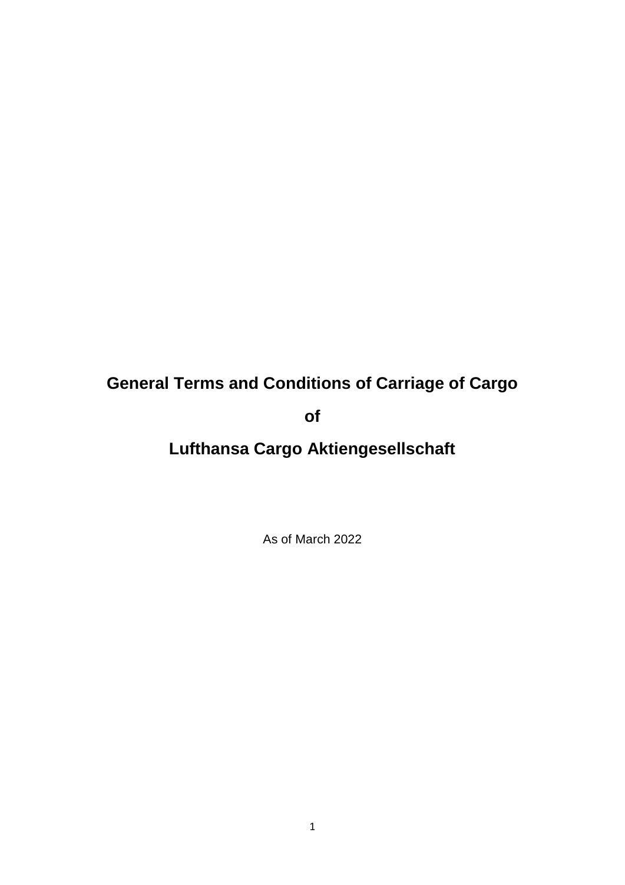# General Terms and Conditions of Carriage of Cargo

# of

# Lufthansa Cargo Aktiengesellschaft

As of March 2022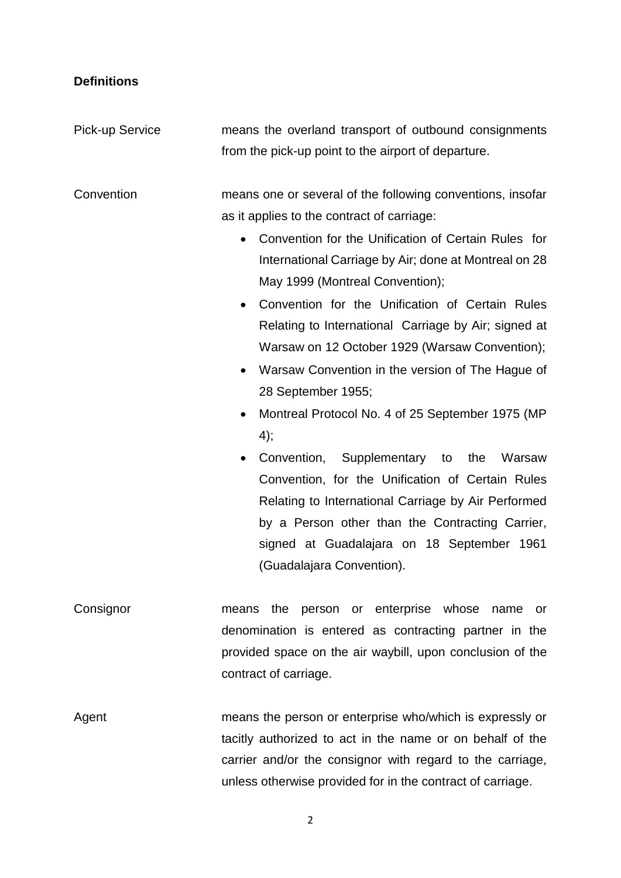**Definitions**

Pick-up Service means the overland transport of outbound consignments from the pick-up point to the airport of departure.

Convention means one or several of the following conventions, insofar as it applies to the contract of carriage:

- Convention for the Unification of Certain Rules for International Carriage by Air; done at Montreal on 28 May 1999 (Montreal Convention);
- Convention for the Unification of Certain Rules Relating to International Carriage by Air; signed at Warsaw on 12 October 1929 (Warsaw Convention);
- Warsaw Convention in the version of The Hague of 28 September 1955;
- Montreal Protocol No. 4 of 25 September 1975 (MP 4);
- Convention, Supplementary to the Warsaw Convention, for the Unification of Certain Rules Relating to International Carriage by Air Performed by a Person other than the Contracting Carrier, signed at Guadalajara on 18 September 1961 (Guadalajara Convention).

Consignor means the person or enterprise whose name or denomination is entered as contracting partner in the provided space on the air waybill, upon conclusion of the contract of carriage.

Agent means the person or enterprise who/which is expressly or tacitly authorized to act in the name or on behalf of the carrier and/or the consignor with regard to the carriage, unless otherwise provided for in the contract of carriage.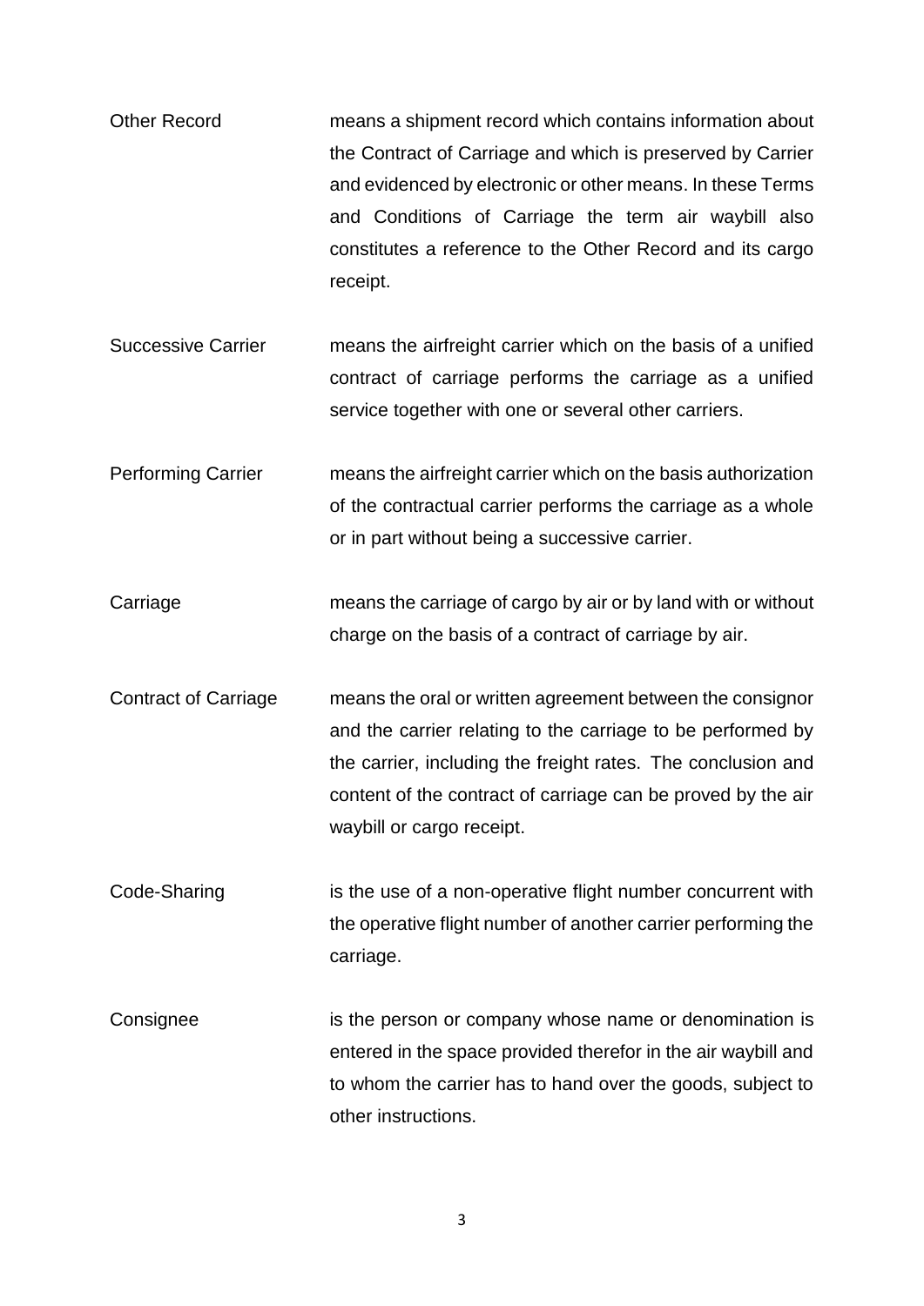| | |
|---|---|
| Other Record | means a shipment record which contains information about the Contract of Carriage and which is preserved by Carrier and evidenced by electronic or other means. In these Terms and Conditions of Carriage the term air waybill also constitutes a reference to the Other Record and its cargo receipt. |
| Successive Carrier | means the airfreight carrier which on the basis of a unified contract of carriage performs the carriage as a unified service together with one or several other carriers. |
| Performing Carrier | means the airfreight carrier which on the basis authorization of the contractual carrier performs the carriage as a whole or in part without being a successive carrier. |
| Carriage | means the carriage of cargo by air or by land with or without charge on the basis of a contract of carriage by air. |
| Contract of Carriage | means the oral or written agreement between the consignor and the carrier relating to the carriage to be performed by the carrier, including the freight rates. The conclusion and content of the contract of carriage can be proved by the air waybill or cargo receipt. |
| Code-Sharing | is the use of a non-operative flight number concurrent with the operative flight number of another carrier performing the carriage. |
| Consignee | is the person or company whose name or denomination is entered in the space provided therefor in the air waybill and to whom the carrier has to hand over the goods, subject to other instructions. |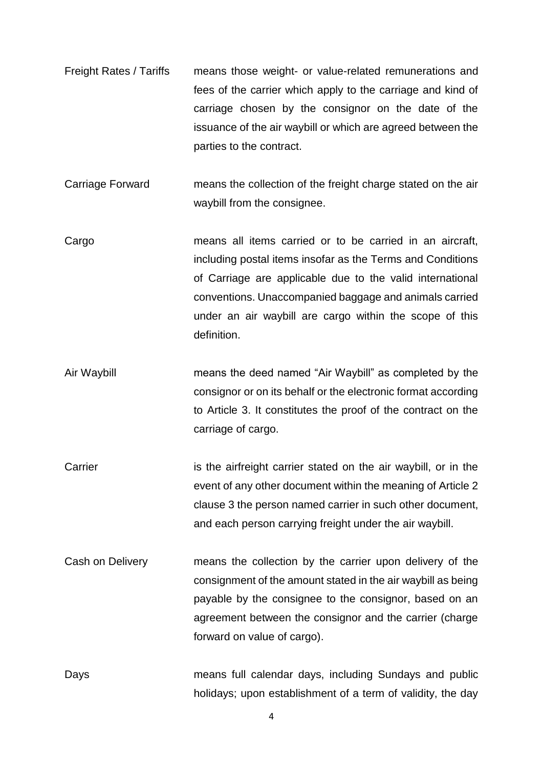| | |
|---|---|
| Freight Rates / Tariffs | means those weight- or value-related remunerations and fees of the carrier which apply to the carriage and kind of carriage chosen by the consignor on the date of the issuance of the air waybill or which are agreed between the parties to the contract. |
| Carriage Forward | means the collection of the freight charge stated on the air waybill from the consignee. |
| Cargo | means all items carried or to be carried in an aircraft, including postal items insofar as the Terms and Conditions of Carriage are applicable due to the valid international conventions. Unaccompanied baggage and animals carried under an air waybill are cargo within the scope of this definition. |
| Air Waybill | means the deed named "Air Waybill" as completed by the consignor or on its behalf or the electronic format according to Article 3. It constitutes the proof of the contract on the carriage of cargo. |
| Carrier | is the airfreight carrier stated on the air waybill, or in the event of any other document within the meaning of Article 2 clause 3 the person named carrier in such other document, and each person carrying freight under the air waybill. |
| Cash on Delivery | means the collection by the carrier upon delivery of the consignment of the amount stated in the air waybill as being payable by the consignee to the consignor, based on an agreement between the consignor and the carrier (charge forward on value of cargo). |
| Days | means full calendar days, including Sundays and public holidays; upon establishment of a term of validity, the day |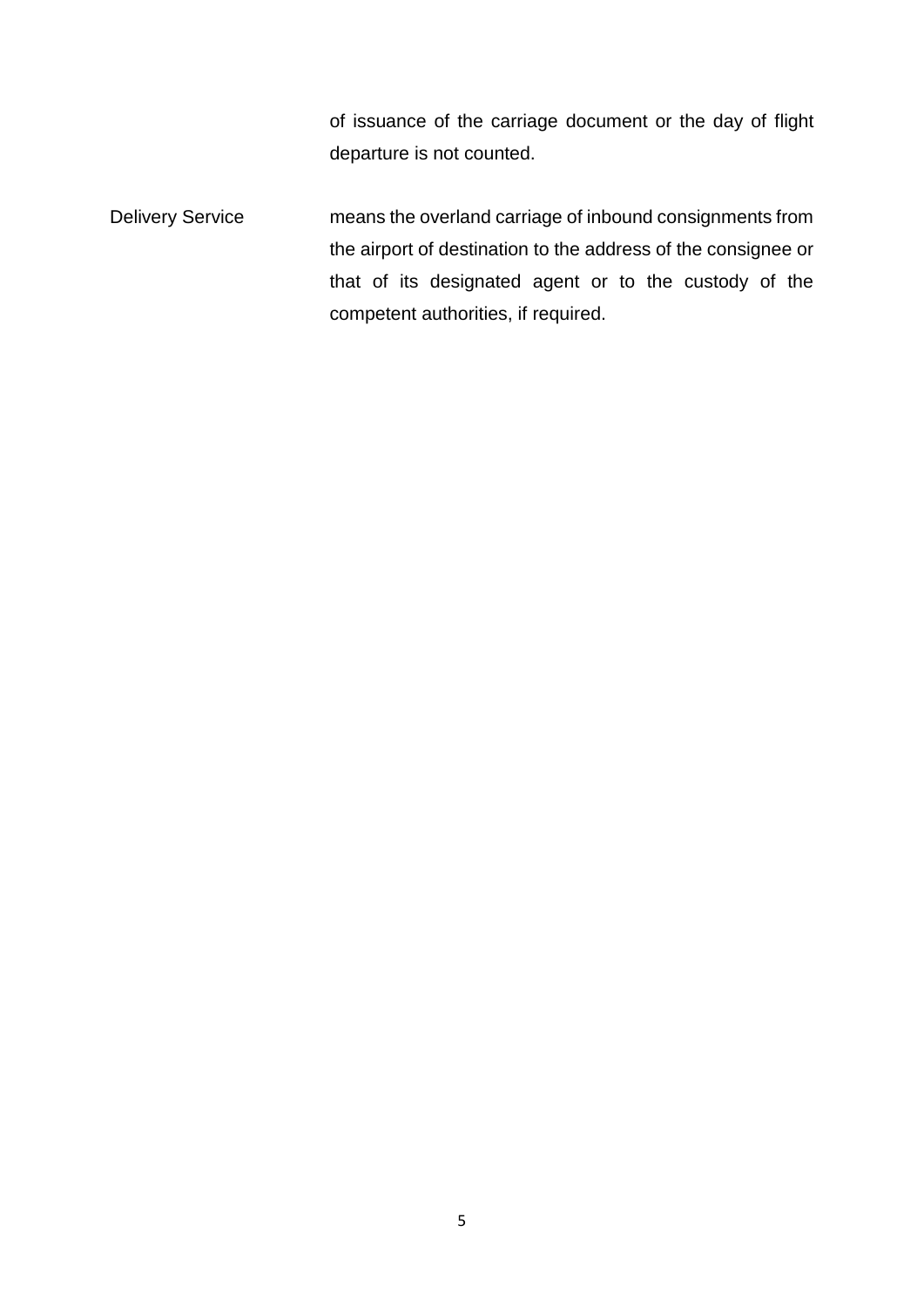of issuance of the carriage document or the day of flight departure is not counted.

| | |
|---|---|
| Delivery Service | means the overland carriage of inbound consignments from the airport of destination to the address of the consignee or that of its designated agent or to the custody of the competent authorities, if required. |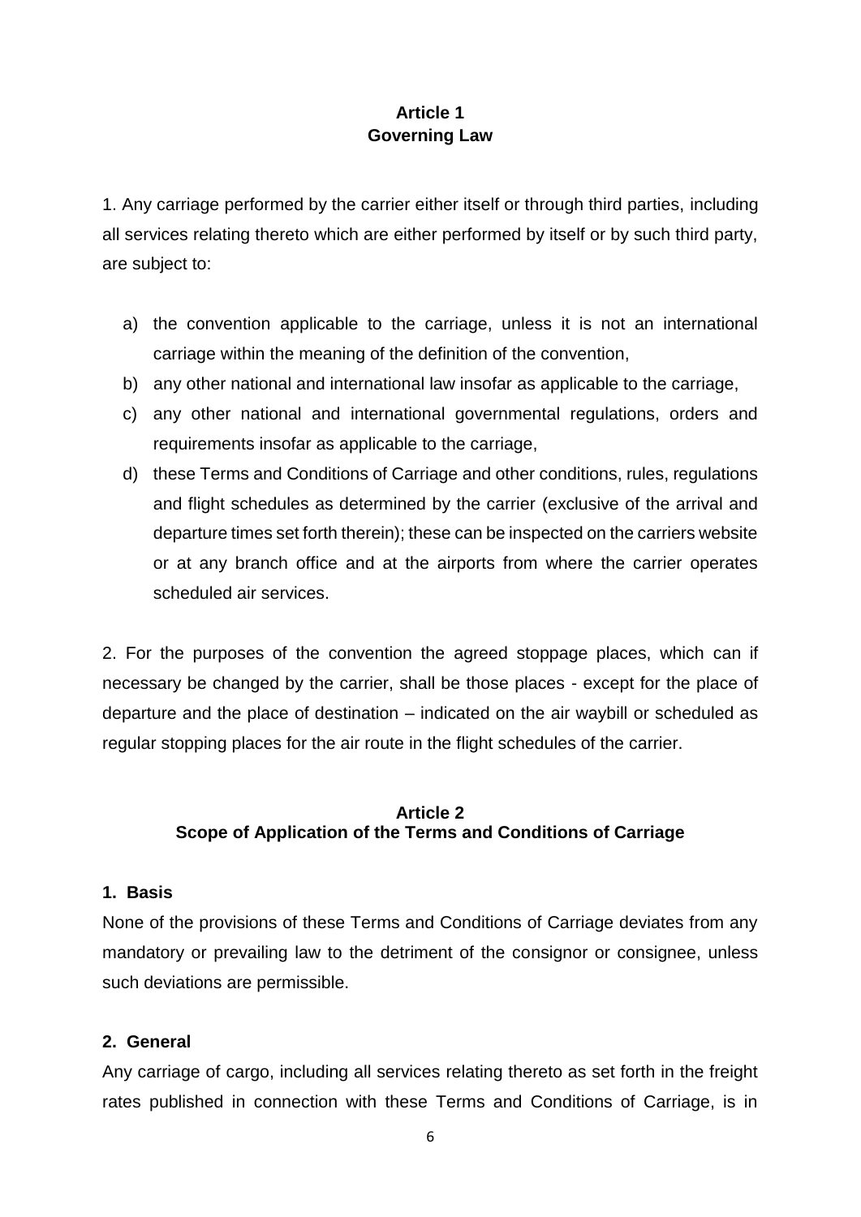## Article 1
## Governing Law

1. Any carriage performed by the carrier either itself or through third parties, including all services relating thereto which are either performed by itself or by such third party, are subject to:

a) the convention applicable to the carriage, unless it is not an international carriage within the meaning of the definition of the convention,
b) any other national and international law insofar as applicable to the carriage,
c) any other national and international governmental regulations, orders and requirements insofar as applicable to the carriage,
d) these Terms and Conditions of Carriage and other conditions, rules, regulations and flight schedules as determined by the carrier (exclusive of the arrival and departure times set forth therein); these can be inspected on the carriers website or at any branch office and at the airports from where the carrier operates scheduled air services.

2. For the purposes of the convention the agreed stoppage places, which can if necessary be changed by the carrier, shall be those places - except for the place of departure and the place of destination – indicated on the air waybill or scheduled as regular stopping places for the air route in the flight schedules of the carrier.

## Article 2
## Scope of Application of the Terms and Conditions of Carriage

### 1. Basis

None of the provisions of these Terms and Conditions of Carriage deviates from any mandatory or prevailing law to the detriment of the consignor or consignee, unless such deviations are permissible.

### 2. General

Any carriage of cargo, including all services relating thereto as set forth in the freight rates published in connection with these Terms and Conditions of Carriage, is in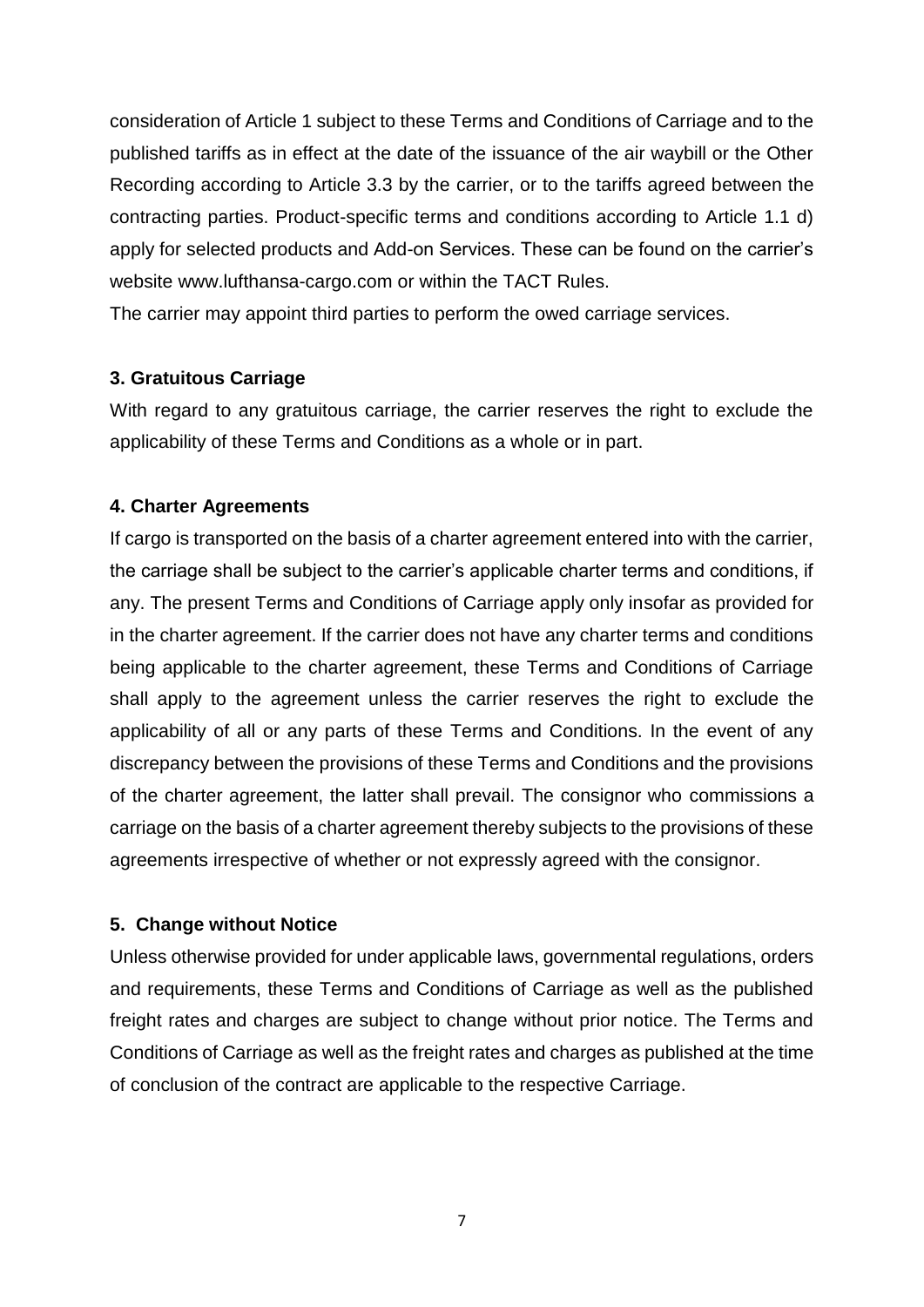consideration of Article 1 subject to these Terms and Conditions of Carriage and to the published tariffs as in effect at the date of the issuance of the air waybill or the Other Recording according to Article 3.3 by the carrier, or to the tariffs agreed between the contracting parties. Product-specific terms and conditions according to Article 1.1 d) apply for selected products and Add-on Services. These can be found on the carrier's website www.lufthansa-cargo.com or within the TACT Rules.

The carrier may appoint third parties to perform the owed carriage services.

**3. Gratuitous Carriage**

With regard to any gratuitous carriage, the carrier reserves the right to exclude the applicability of these Terms and Conditions as a whole or in part.

**4. Charter Agreements**

If cargo is transported on the basis of a charter agreement entered into with the carrier, the carriage shall be subject to the carrier's applicable charter terms and conditions, if any. The present Terms and Conditions of Carriage apply only insofar as provided for in the charter agreement. If the carrier does not have any charter terms and conditions being applicable to the charter agreement, these Terms and Conditions of Carriage shall apply to the agreement unless the carrier reserves the right to exclude the applicability of all or any parts of these Terms and Conditions. In the event of any discrepancy between the provisions of these Terms and Conditions and the provisions of the charter agreement, the latter shall prevail. The consignor who commissions a carriage on the basis of a charter agreement thereby subjects to the provisions of these agreements irrespective of whether or not expressly agreed with the consignor.

**5. Change without Notice**

Unless otherwise provided for under applicable laws, governmental regulations, orders and requirements, these Terms and Conditions of Carriage as well as the published freight rates and charges are subject to change without prior notice. The Terms and Conditions of Carriage as well as the freight rates and charges as published at the time of conclusion of the contract are applicable to the respective Carriage.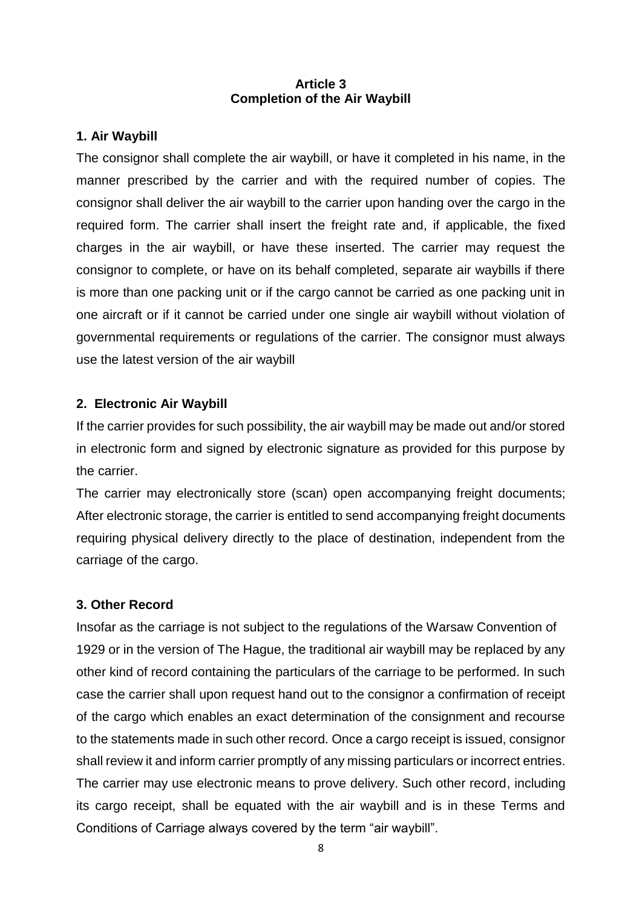## Article 3
## Completion of the Air Waybill

### 1. Air Waybill

The consignor shall complete the air waybill, or have it completed in his name, in the manner prescribed by the carrier and with the required number of copies. The consignor shall deliver the air waybill to the carrier upon handing over the cargo in the required form. The carrier shall insert the freight rate and, if applicable, the fixed charges in the air waybill, or have these inserted. The carrier may request the consignor to complete, or have on its behalf completed, separate air waybills if there is more than one packing unit or if the cargo cannot be carried as one packing unit in one aircraft or if it cannot be carried under one single air waybill without violation of governmental requirements or regulations of the carrier. The consignor must always use the latest version of the air waybill

### 2. Electronic Air Waybill

If the carrier provides for such possibility, the air waybill may be made out and/or stored in electronic form and signed by electronic signature as provided for this purpose by the carrier.

The carrier may electronically store (scan) open accompanying freight documents; After electronic storage, the carrier is entitled to send accompanying freight documents requiring physical delivery directly to the place of destination, independent from the carriage of the cargo.

### 3. Other Record

Insofar as the carriage is not subject to the regulations of the Warsaw Convention of 1929 or in the version of The Hague, the traditional air waybill may be replaced by any other kind of record containing the particulars of the carriage to be performed. In such case the carrier shall upon request hand out to the consignor a confirmation of receipt of the cargo which enables an exact determination of the consignment and recourse to the statements made in such other record. Once a cargo receipt is issued, consignor shall review it and inform carrier promptly of any missing particulars or incorrect entries. The carrier may use electronic means to prove delivery. Such other record, including its cargo receipt, shall be equated with the air waybill and is in these Terms and Conditions of Carriage always covered by the term "air waybill".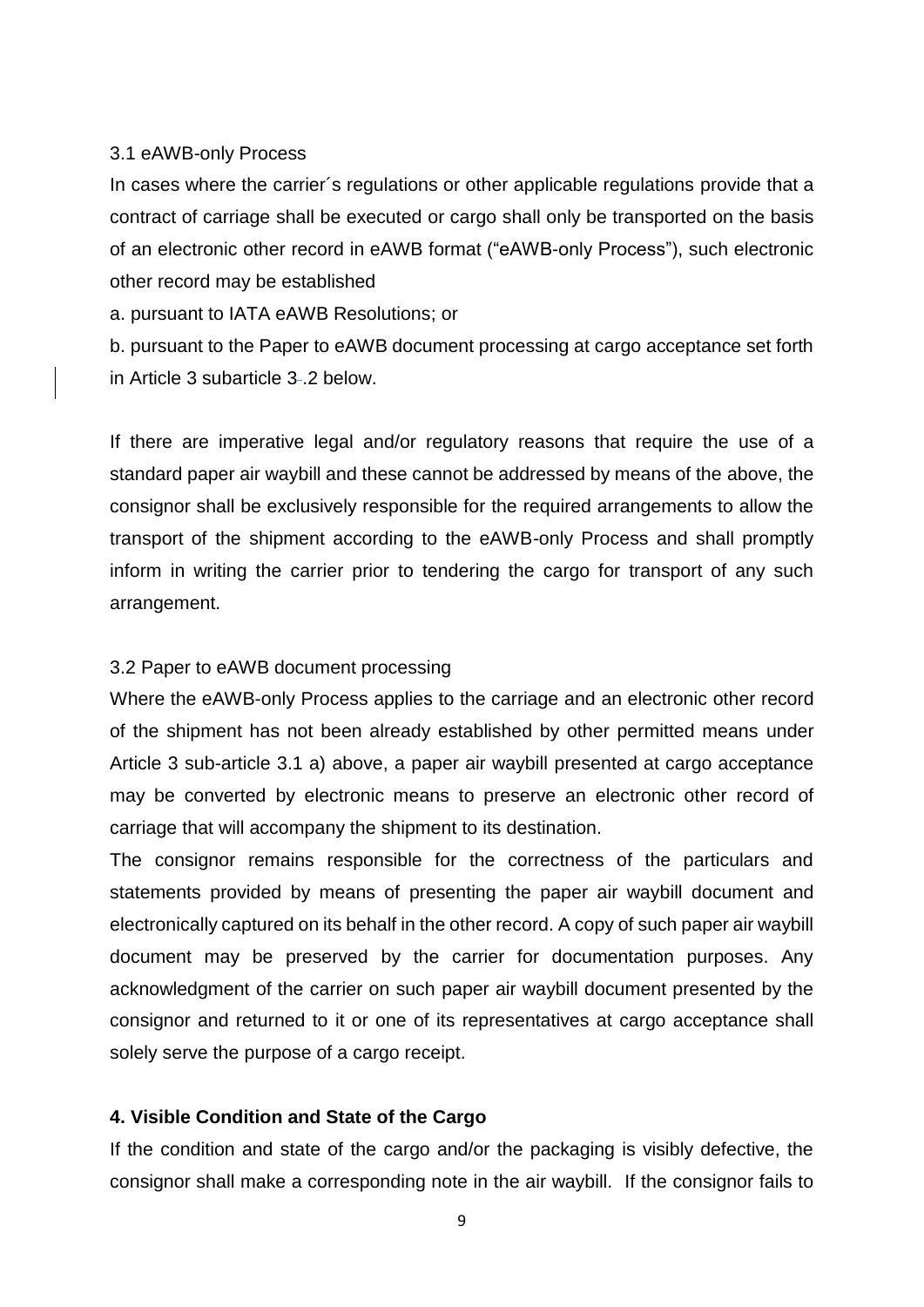### 3.1 eAWB-only Process

In cases where the carrier´s regulations or other applicable regulations provide that a contract of carriage shall be executed or cargo shall only be transported on the basis of an electronic other record in eAWB format ("eAWB-only Process"), such electronic other record may be established

a. pursuant to IATA eAWB Resolutions; or

b. pursuant to the Paper to eAWB document processing at cargo acceptance set forth in Article 3 subarticle 3.2 below.

If there are imperative legal and/or regulatory reasons that require the use of a standard paper air waybill and these cannot be addressed by means of the above, the consignor shall be exclusively responsible for the required arrangements to allow the transport of the shipment according to the eAWB-only Process and shall promptly inform in writing the carrier prior to tendering the cargo for transport of any such arrangement.

### 3.2 Paper to eAWB document processing

Where the eAWB-only Process applies to the carriage and an electronic other record of the shipment has not been already established by other permitted means under Article 3 sub-article 3.1 a) above, a paper air waybill presented at cargo acceptance may be converted by electronic means to preserve an electronic other record of carriage that will accompany the shipment to its destination.

The consignor remains responsible for the correctness of the particulars and statements provided by means of presenting the paper air waybill document and electronically captured on its behalf in the other record. A copy of such paper air waybill document may be preserved by the carrier for documentation purposes. Any acknowledgment of the carrier on such paper air waybill document presented by the consignor and returned to it or one of its representatives at cargo acceptance shall solely serve the purpose of a cargo receipt.

## 4. Visible Condition and State of the Cargo

If the condition and state of the cargo and/or the packaging is visibly defective, the consignor shall make a corresponding note in the air waybill. If the consignor fails to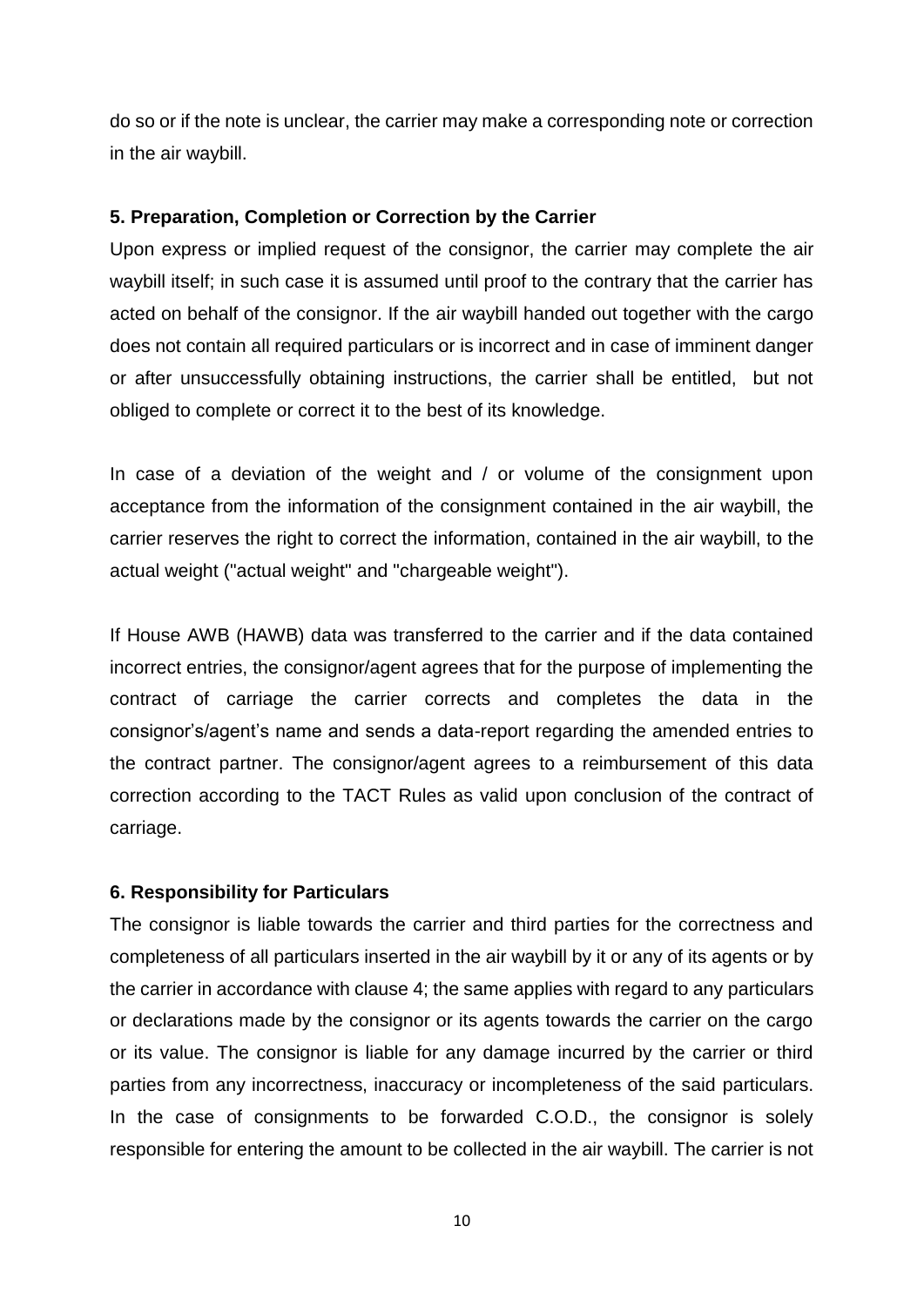do so or if the note is unclear, the carrier may make a corresponding note or correction in the air waybill.

### 5. Preparation, Completion or Correction by the Carrier

Upon express or implied request of the consignor, the carrier may complete the air waybill itself; in such case it is assumed until proof to the contrary that the carrier has acted on behalf of the consignor. If the air waybill handed out together with the cargo does not contain all required particulars or is incorrect and in case of imminent danger or after unsuccessfully obtaining instructions, the carrier shall be entitled, but not obliged to complete or correct it to the best of its knowledge.

In case of a deviation of the weight and / or volume of the consignment upon acceptance from the information of the consignment contained in the air waybill, the carrier reserves the right to correct the information, contained in the air waybill, to the actual weight ("actual weight" and "chargeable weight").

If House AWB (HAWB) data was transferred to the carrier and if the data contained incorrect entries, the consignor/agent agrees that for the purpose of implementing the contract of carriage the carrier corrects and completes the data in the consignor's/agent's name and sends a data-report regarding the amended entries to the contract partner. The consignor/agent agrees to a reimbursement of this data correction according to the TACT Rules as valid upon conclusion of the contract of carriage.

### 6. Responsibility for Particulars

The consignor is liable towards the carrier and third parties for the correctness and completeness of all particulars inserted in the air waybill by it or any of its agents or by the carrier in accordance with clause 4; the same applies with regard to any particulars or declarations made by the consignor or its agents towards the carrier on the cargo or its value. The consignor is liable for any damage incurred by the carrier or third parties from any incorrectness, inaccuracy or incompleteness of the said particulars. In the case of consignments to be forwarded C.O.D., the consignor is solely responsible for entering the amount to be collected in the air waybill. The carrier is not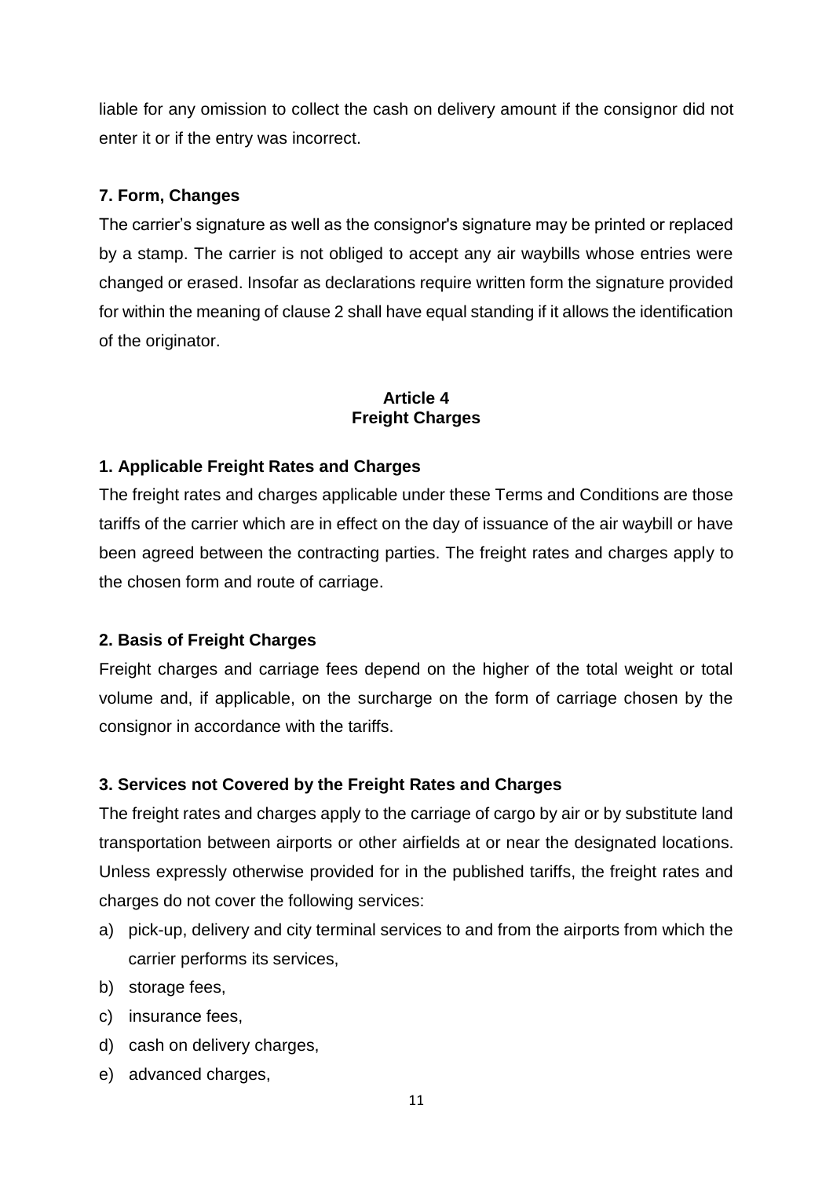liable for any omission to collect the cash on delivery amount if the consignor did not enter it or if the entry was incorrect.

### 7. Form, Changes

The carrier's signature as well as the consignor's signature may be printed or replaced by a stamp. The carrier is not obliged to accept any air waybills whose entries were changed or erased. Insofar as declarations require written form the signature provided for within the meaning of clause 2 shall have equal standing if it allows the identification of the originator.

## Article 4
## Freight Charges

### 1. Applicable Freight Rates and Charges

The freight rates and charges applicable under these Terms and Conditions are those tariffs of the carrier which are in effect on the day of issuance of the air waybill or have been agreed between the contracting parties. The freight rates and charges apply to the chosen form and route of carriage.

### 2. Basis of Freight Charges

Freight charges and carriage fees depend on the higher of the total weight or total volume and, if applicable, on the surcharge on the form of carriage chosen by the consignor in accordance with the tariffs.

### 3. Services not Covered by the Freight Rates and Charges

The freight rates and charges apply to the carriage of cargo by air or by substitute land transportation between airports or other airfields at or near the designated locations. Unless expressly otherwise provided for in the published tariffs, the freight rates and charges do not cover the following services:

a) pick-up, delivery and city terminal services to and from the airports from which the carrier performs its services,
b) storage fees,
c) insurance fees,
d) cash on delivery charges,
e) advanced charges,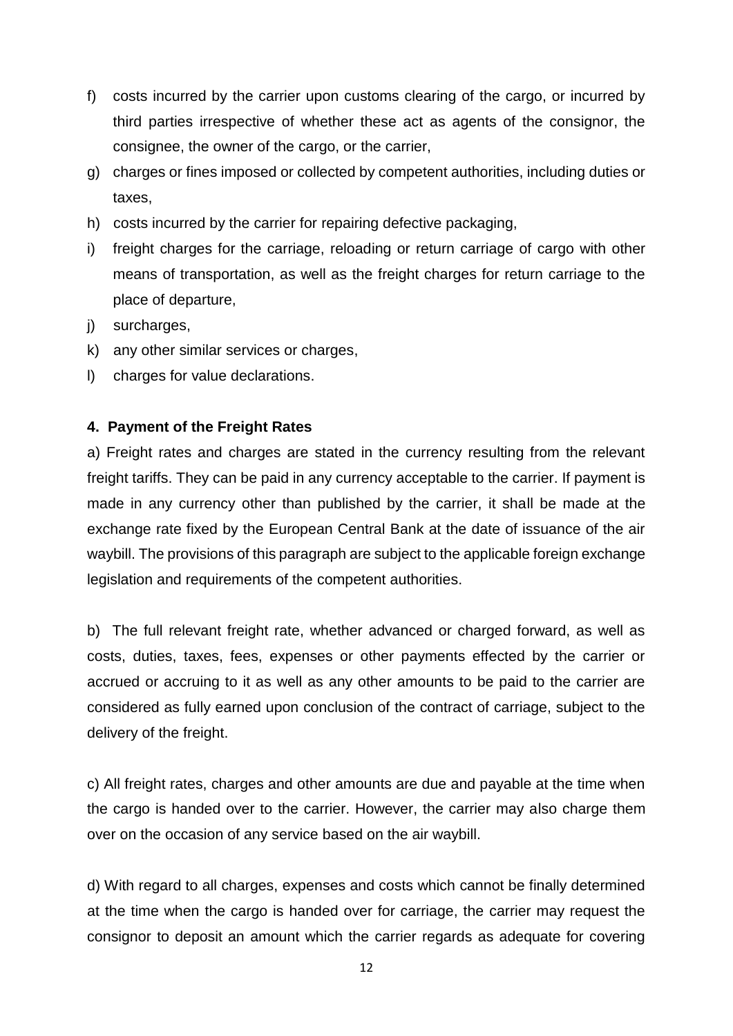f) costs incurred by the carrier upon customs clearing of the cargo, or incurred by third parties irrespective of whether these act as agents of the consignor, the consignee, the owner of the cargo, or the carrier,
g) charges or fines imposed or collected by competent authorities, including duties or taxes,
h) costs incurred by the carrier for repairing defective packaging,
i) freight charges for the carriage, reloading or return carriage of cargo with other means of transportation, as well as the freight charges for return carriage to the place of departure,
j) surcharges,
k) any other similar services or charges,
l) charges for value declarations.

**4. Payment of the Freight Rates**

a) Freight rates and charges are stated in the currency resulting from the relevant freight tariffs. They can be paid in any currency acceptable to the carrier. If payment is made in any currency other than published by the carrier, it shall be made at the exchange rate fixed by the European Central Bank at the date of issuance of the air waybill. The provisions of this paragraph are subject to the applicable foreign exchange legislation and requirements of the competent authorities.

b) The full relevant freight rate, whether advanced or charged forward, as well as costs, duties, taxes, fees, expenses or other payments effected by the carrier or accrued or accruing to it as well as any other amounts to be paid to the carrier are considered as fully earned upon conclusion of the contract of carriage, subject to the delivery of the freight.

c) All freight rates, charges and other amounts are due and payable at the time when the cargo is handed over to the carrier. However, the carrier may also charge them over on the occasion of any service based on the air waybill.

d) With regard to all charges, expenses and costs which cannot be finally determined at the time when the cargo is handed over for carriage, the carrier may request the consignor to deposit an amount which the carrier regards as adequate for covering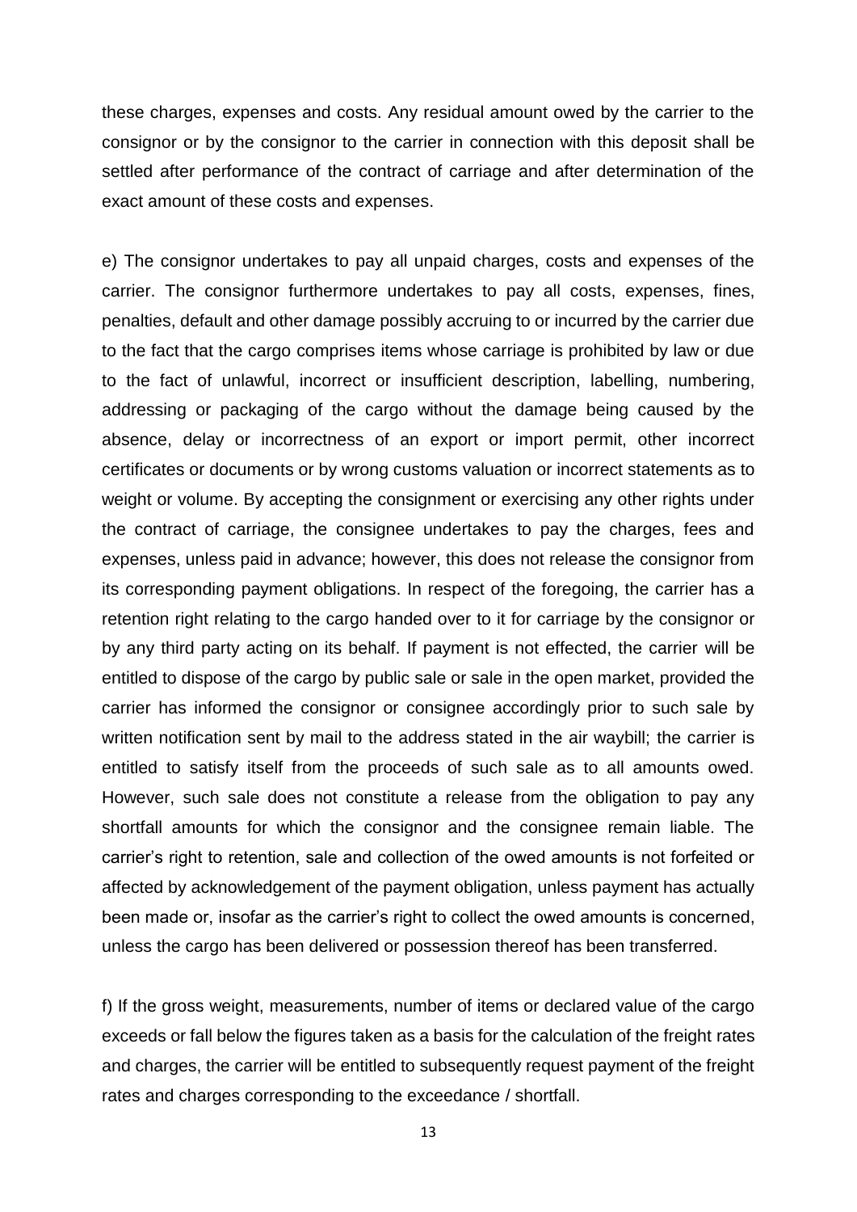these charges, expenses and costs. Any residual amount owed by the carrier to the consignor or by the consignor to the carrier in connection with this deposit shall be settled after performance of the contract of carriage and after determination of the exact amount of these costs and expenses.

e) The consignor undertakes to pay all unpaid charges, costs and expenses of the carrier. The consignor furthermore undertakes to pay all costs, expenses, fines, penalties, default and other damage possibly accruing to or incurred by the carrier due to the fact that the cargo comprises items whose carriage is prohibited by law or due to the fact of unlawful, incorrect or insufficient description, labelling, numbering, addressing or packaging of the cargo without the damage being caused by the absence, delay or incorrectness of an export or import permit, other incorrect certificates or documents or by wrong customs valuation or incorrect statements as to weight or volume. By accepting the consignment or exercising any other rights under the contract of carriage, the consignee undertakes to pay the charges, fees and expenses, unless paid in advance; however, this does not release the consignor from its corresponding payment obligations. In respect of the foregoing, the carrier has a retention right relating to the cargo handed over to it for carriage by the consignor or by any third party acting on its behalf. If payment is not effected, the carrier will be entitled to dispose of the cargo by public sale or sale in the open market, provided the carrier has informed the consignor or consignee accordingly prior to such sale by written notification sent by mail to the address stated in the air waybill; the carrier is entitled to satisfy itself from the proceeds of such sale as to all amounts owed. However, such sale does not constitute a release from the obligation to pay any shortfall amounts for which the consignor and the consignee remain liable. The carrier's right to retention, sale and collection of the owed amounts is not forfeited or affected by acknowledgement of the payment obligation, unless payment has actually been made or, insofar as the carrier's right to collect the owed amounts is concerned, unless the cargo has been delivered or possession thereof has been transferred.

f) If the gross weight, measurements, number of items or declared value of the cargo exceeds or fall below the figures taken as a basis for the calculation of the freight rates and charges, the carrier will be entitled to subsequently request payment of the freight rates and charges corresponding to the exceedance / shortfall.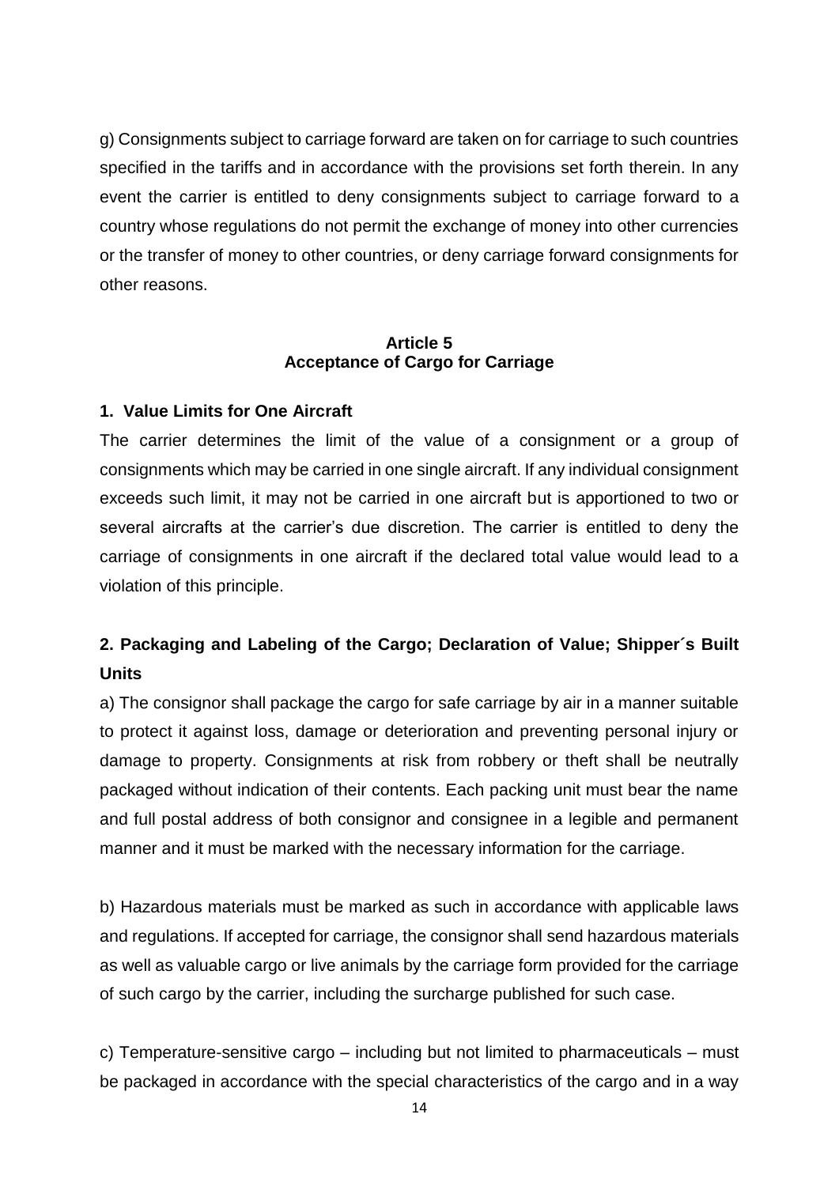g) Consignments subject to carriage forward are taken on for carriage to such countries specified in the tariffs and in accordance with the provisions set forth therein. In any event the carrier is entitled to deny consignments subject to carriage forward to a country whose regulations do not permit the exchange of money into other currencies or the transfer of money to other countries, or deny carriage forward consignments for other reasons.

## Article 5
## Acceptance of Cargo for Carriage

### 1. Value Limits for One Aircraft

The carrier determines the limit of the value of a consignment or a group of consignments which may be carried in one single aircraft. If any individual consignment exceeds such limit, it may not be carried in one aircraft but is apportioned to two or several aircrafts at the carrier's due discretion. The carrier is entitled to deny the carriage of consignments in one aircraft if the declared total value would lead to a violation of this principle.

### 2. Packaging and Labeling of the Cargo; Declaration of Value; Shipper´s Built Units

a) The consignor shall package the cargo for safe carriage by air in a manner suitable to protect it against loss, damage or deterioration and preventing personal injury or damage to property. Consignments at risk from robbery or theft shall be neutrally packaged without indication of their contents. Each packing unit must bear the name and full postal address of both consignor and consignee in a legible and permanent manner and it must be marked with the necessary information for the carriage.

b) Hazardous materials must be marked as such in accordance with applicable laws and regulations. If accepted for carriage, the consignor shall send hazardous materials as well as valuable cargo or live animals by the carriage form provided for the carriage of such cargo by the carrier, including the surcharge published for such case.

c) Temperature-sensitive cargo – including but not limited to pharmaceuticals – must be packaged in accordance with the special characteristics of the cargo and in a way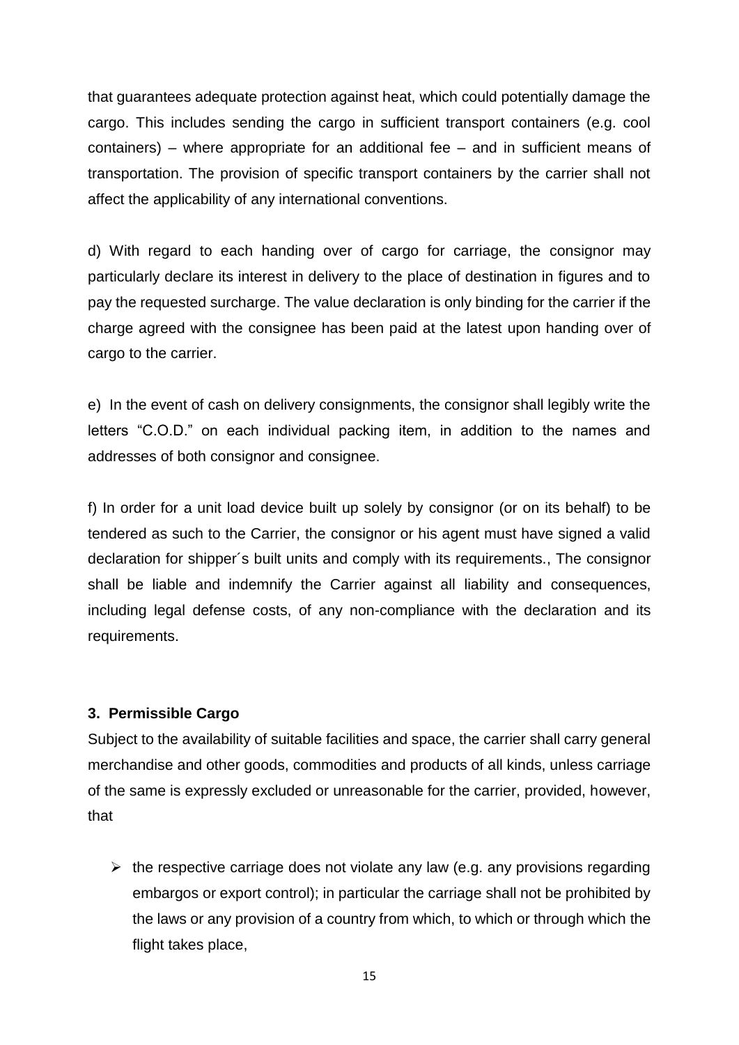that guarantees adequate protection against heat, which could potentially damage the cargo. This includes sending the cargo in sufficient transport containers (e.g. cool containers) – where appropriate for an additional fee – and in sufficient means of transportation. The provision of specific transport containers by the carrier shall not affect the applicability of any international conventions.

d) With regard to each handing over of cargo for carriage, the consignor may particularly declare its interest in delivery to the place of destination in figures and to pay the requested surcharge. The value declaration is only binding for the carrier if the charge agreed with the consignee has been paid at the latest upon handing over of cargo to the carrier.

e) In the event of cash on delivery consignments, the consignor shall legibly write the letters "C.O.D." on each individual packing item, in addition to the names and addresses of both consignor and consignee.

f) In order for a unit load device built up solely by consignor (or on its behalf) to be tendered as such to the Carrier, the consignor or his agent must have signed a valid declaration for shipper´s built units and comply with its requirements., The consignor shall be liable and indemnify the Carrier against all liability and consequences, including legal defense costs, of any non-compliance with the declaration and its requirements.

### 3. Permissible Cargo

Subject to the availability of suitable facilities and space, the carrier shall carry general merchandise and other goods, commodities and products of all kinds, unless carriage of the same is expressly excluded or unreasonable for the carrier, provided, however, that

- the respective carriage does not violate any law (e.g. any provisions regarding embargos or export control); in particular the carriage shall not be prohibited by the laws or any provision of a country from which, to which or through which the flight takes place,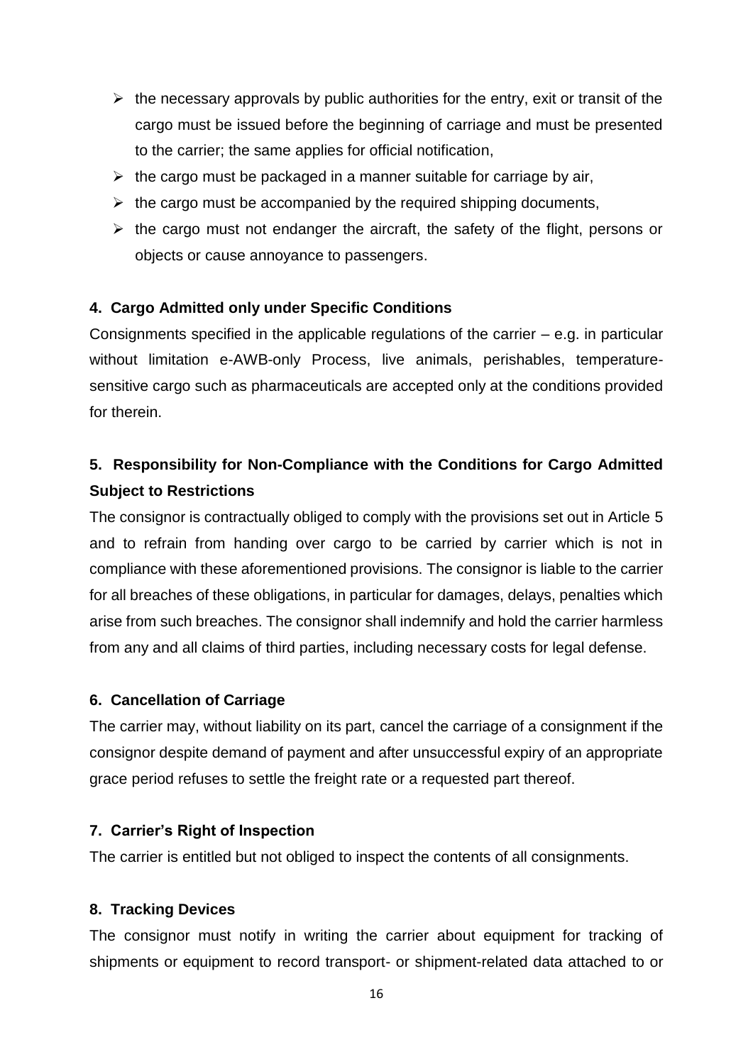- the necessary approvals by public authorities for the entry, exit or transit of the cargo must be issued before the beginning of carriage and must be presented to the carrier; the same applies for official notification,
- the cargo must be packaged in a manner suitable for carriage by air,
- the cargo must be accompanied by the required shipping documents,
- the cargo must not endanger the aircraft, the safety of the flight, persons or objects or cause annoyance to passengers.

#### 4. Cargo Admitted only under Specific Conditions

Consignments specified in the applicable regulations of the carrier – e.g. in particular without limitation e-AWB-only Process, live animals, perishables, temperature-sensitive cargo such as pharmaceuticals are accepted only at the conditions provided for therein.

#### 5. Responsibility for Non-Compliance with the Conditions for Cargo Admitted Subject to Restrictions

The consignor is contractually obliged to comply with the provisions set out in Article 5 and to refrain from handing over cargo to be carried by carrier which is not in compliance with these aforementioned provisions. The consignor is liable to the carrier for all breaches of these obligations, in particular for damages, delays, penalties which arise from such breaches. The consignor shall indemnify and hold the carrier harmless from any and all claims of third parties, including necessary costs for legal defense.

#### 6. Cancellation of Carriage

The carrier may, without liability on its part, cancel the carriage of a consignment if the consignor despite demand of payment and after unsuccessful expiry of an appropriate grace period refuses to settle the freight rate or a requested part thereof.

#### 7. Carrier's Right of Inspection

The carrier is entitled but not obliged to inspect the contents of all consignments.

#### 8. Tracking Devices

The consignor must notify in writing the carrier about equipment for tracking of shipments or equipment to record transport- or shipment-related data attached to or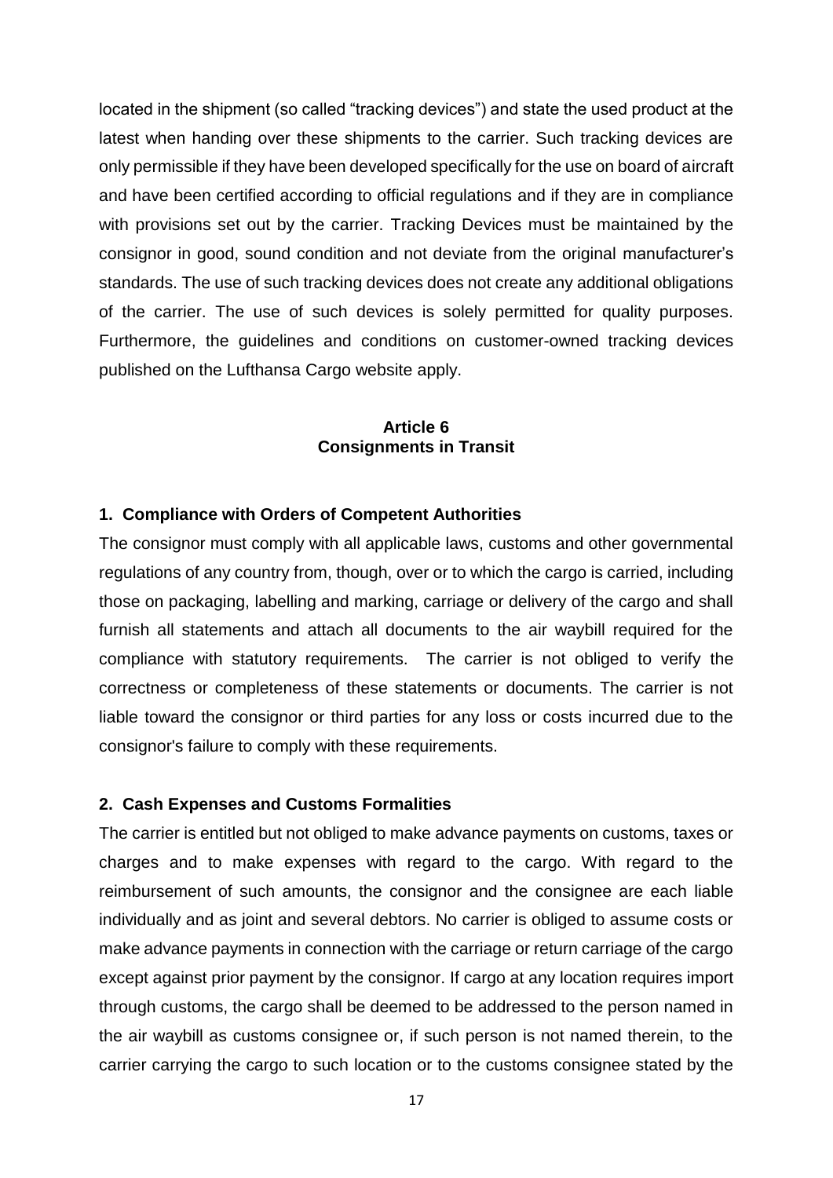located in the shipment (so called "tracking devices") and state the used product at the latest when handing over these shipments to the carrier. Such tracking devices are only permissible if they have been developed specifically for the use on board of aircraft and have been certified according to official regulations and if they are in compliance with provisions set out by the carrier. Tracking Devices must be maintained by the consignor in good, sound condition and not deviate from the original manufacturer's standards. The use of such tracking devices does not create any additional obligations of the carrier. The use of such devices is solely permitted for quality purposes. Furthermore, the guidelines and conditions on customer-owned tracking devices published on the Lufthansa Cargo website apply.

## Article 6
## Consignments in Transit

### 1. Compliance with Orders of Competent Authorities

The consignor must comply with all applicable laws, customs and other governmental regulations of any country from, though, over or to which the cargo is carried, including those on packaging, labelling and marking, carriage or delivery of the cargo and shall furnish all statements and attach all documents to the air waybill required for the compliance with statutory requirements. The carrier is not obliged to verify the correctness or completeness of these statements or documents. The carrier is not liable toward the consignor or third parties for any loss or costs incurred due to the consignor's failure to comply with these requirements.

### 2. Cash Expenses and Customs Formalities

The carrier is entitled but not obliged to make advance payments on customs, taxes or charges and to make expenses with regard to the cargo. With regard to the reimbursement of such amounts, the consignor and the consignee are each liable individually and as joint and several debtors. No carrier is obliged to assume costs or make advance payments in connection with the carriage or return carriage of the cargo except against prior payment by the consignor. If cargo at any location requires import through customs, the cargo shall be deemed to be addressed to the person named in the air waybill as customs consignee or, if such person is not named therein, to the carrier carrying the cargo to such location or to the customs consignee stated by the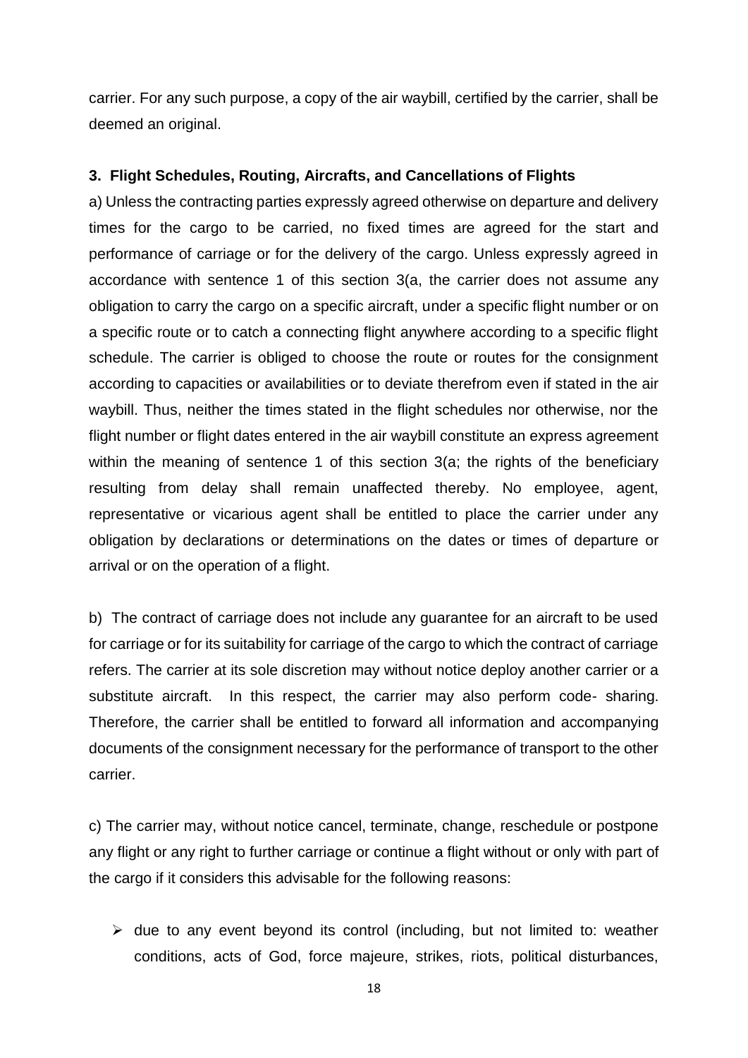carrier. For any such purpose, a copy of the air waybill, certified by the carrier, shall be deemed an original.

**3. Flight Schedules, Routing, Aircrafts, and Cancellations of Flights**

a) Unless the contracting parties expressly agreed otherwise on departure and delivery times for the cargo to be carried, no fixed times are agreed for the start and performance of carriage or for the delivery of the cargo. Unless expressly agreed in accordance with sentence 1 of this section 3(a, the carrier does not assume any obligation to carry the cargo on a specific aircraft, under a specific flight number or on a specific route or to catch a connecting flight anywhere according to a specific flight schedule. The carrier is obliged to choose the route or routes for the consignment according to capacities or availabilities or to deviate therefrom even if stated in the air waybill. Thus, neither the times stated in the flight schedules nor otherwise, nor the flight number or flight dates entered in the air waybill constitute an express agreement within the meaning of sentence 1 of this section 3(a; the rights of the beneficiary resulting from delay shall remain unaffected thereby. No employee, agent, representative or vicarious agent shall be entitled to place the carrier under any obligation by declarations or determinations on the dates or times of departure or arrival or on the operation of a flight.

b) The contract of carriage does not include any guarantee for an aircraft to be used for carriage or for its suitability for carriage of the cargo to which the contract of carriage refers. The carrier at its sole discretion may without notice deploy another carrier or a substitute aircraft. In this respect, the carrier may also perform code- sharing. Therefore, the carrier shall be entitled to forward all information and accompanying documents of the consignment necessary for the performance of transport to the other carrier.

c) The carrier may, without notice cancel, terminate, change, reschedule or postpone any flight or any right to further carriage or continue a flight without or only with part of the cargo if it considers this advisable for the following reasons:

- due to any event beyond its control (including, but not limited to: weather conditions, acts of God, force majeure, strikes, riots, political disturbances,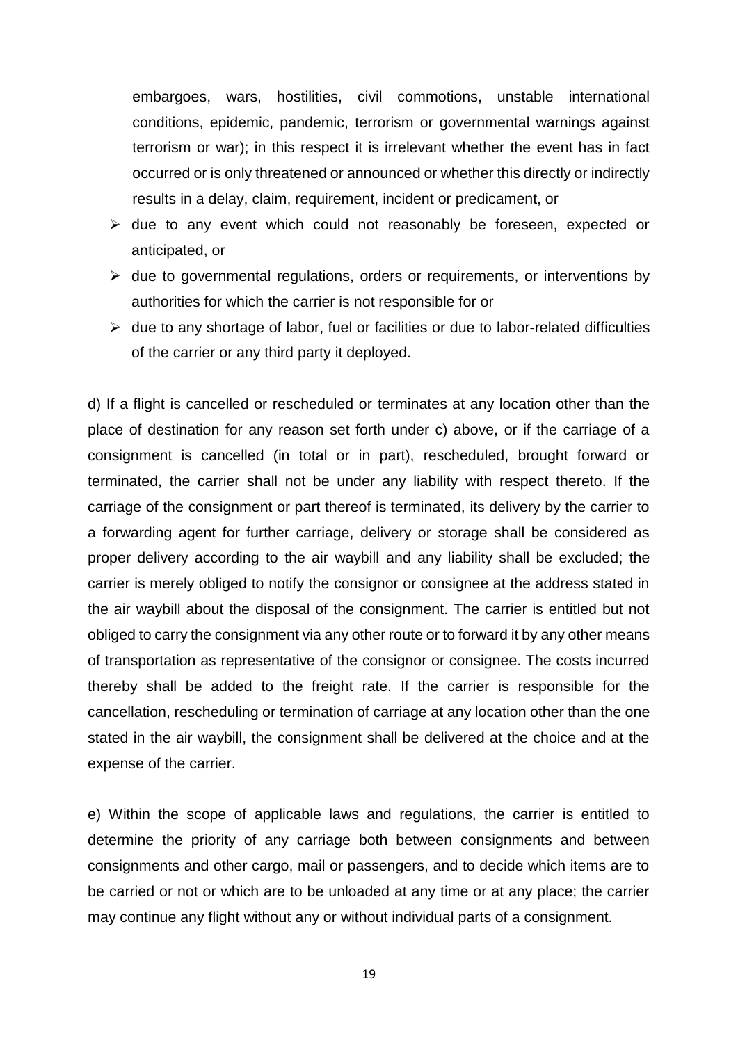embargoes, wars, hostilities, civil commotions, unstable international conditions, epidemic, pandemic, terrorism or governmental warnings against terrorism or war); in this respect it is irrelevant whether the event has in fact occurred or is only threatened or announced or whether this directly or indirectly results in a delay, claim, requirement, incident or predicament, or

- due to any event which could not reasonably be foreseen, expected or anticipated, or
- due to governmental regulations, orders or requirements, or interventions by authorities for which the carrier is not responsible for or
- due to any shortage of labor, fuel or facilities or due to labor-related difficulties of the carrier or any third party it deployed.

d) If a flight is cancelled or rescheduled or terminates at any location other than the place of destination for any reason set forth under c) above, or if the carriage of a consignment is cancelled (in total or in part), rescheduled, brought forward or terminated, the carrier shall not be under any liability with respect thereto. If the carriage of the consignment or part thereof is terminated, its delivery by the carrier to a forwarding agent for further carriage, delivery or storage shall be considered as proper delivery according to the air waybill and any liability shall be excluded; the carrier is merely obliged to notify the consignor or consignee at the address stated in the air waybill about the disposal of the consignment. The carrier is entitled but not obliged to carry the consignment via any other route or to forward it by any other means of transportation as representative of the consignor or consignee. The costs incurred thereby shall be added to the freight rate. If the carrier is responsible for the cancellation, rescheduling or termination of carriage at any location other than the one stated in the air waybill, the consignment shall be delivered at the choice and at the expense of the carrier.

e) Within the scope of applicable laws and regulations, the carrier is entitled to determine the priority of any carriage both between consignments and between consignments and other cargo, mail or passengers, and to decide which items are to be carried or not or which are to be unloaded at any time or at any place; the carrier may continue any flight without any or without individual parts of a consignment.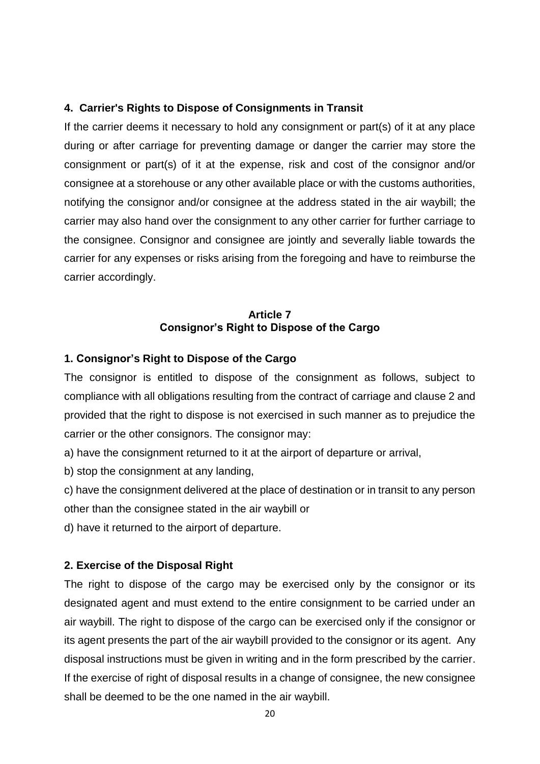### 4. Carrier's Rights to Dispose of Consignments in Transit

If the carrier deems it necessary to hold any consignment or part(s) of it at any place during or after carriage for preventing damage or danger the carrier may store the consignment or part(s) of it at the expense, risk and cost of the consignor and/or consignee at a storehouse or any other available place or with the customs authorities, notifying the consignor and/or consignee at the address stated in the air waybill; the carrier may also hand over the consignment to any other carrier for further carriage to the consignee. Consignor and consignee are jointly and severally liable towards the carrier for any expenses or risks arising from the foregoing and have to reimburse the carrier accordingly.

## Article 7
## Consignor's Right to Dispose of the Cargo

### 1. Consignor's Right to Dispose of the Cargo

The consignor is entitled to dispose of the consignment as follows, subject to compliance with all obligations resulting from the contract of carriage and clause 2 and provided that the right to dispose is not exercised in such manner as to prejudice the carrier or the other consignors. The consignor may:

a) have the consignment returned to it at the airport of departure or arrival,

b) stop the consignment at any landing,

c) have the consignment delivered at the place of destination or in transit to any person other than the consignee stated in the air waybill or

d) have it returned to the airport of departure.

### 2. Exercise of the Disposal Right

The right to dispose of the cargo may be exercised only by the consignor or its designated agent and must extend to the entire consignment to be carried under an air waybill. The right to dispose of the cargo can be exercised only if the consignor or its agent presents the part of the air waybill provided to the consignor or its agent. Any disposal instructions must be given in writing and in the form prescribed by the carrier. If the exercise of right of disposal results in a change of consignee, the new consignee shall be deemed to be the one named in the air waybill.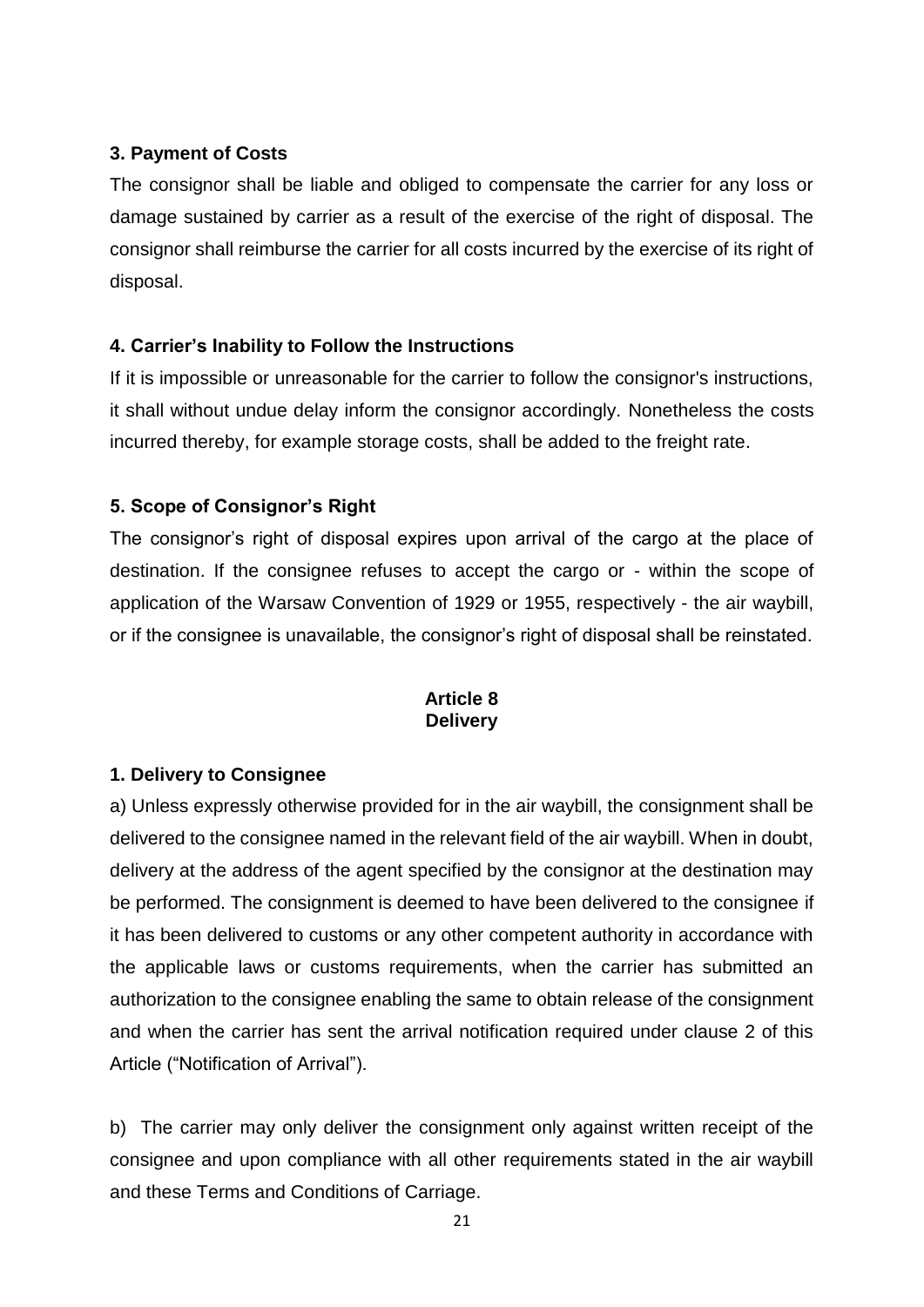### 3. Payment of Costs

The consignor shall be liable and obliged to compensate the carrier for any loss or damage sustained by carrier as a result of the exercise of the right of disposal. The consignor shall reimburse the carrier for all costs incurred by the exercise of its right of disposal.

### 4. Carrier's Inability to Follow the Instructions

If it is impossible or unreasonable for the carrier to follow the consignor's instructions, it shall without undue delay inform the consignor accordingly. Nonetheless the costs incurred thereby, for example storage costs, shall be added to the freight rate.

### 5. Scope of Consignor's Right

The consignor's right of disposal expires upon arrival of the cargo at the place of destination. If the consignee refuses to accept the cargo or - within the scope of application of the Warsaw Convention of 1929 or 1955, respectively - the air waybill, or if the consignee is unavailable, the consignor's right of disposal shall be reinstated.

## Article 8
## Delivery

### 1. Delivery to Consignee

a) Unless expressly otherwise provided for in the air waybill, the consignment shall be delivered to the consignee named in the relevant field of the air waybill. When in doubt, delivery at the address of the agent specified by the consignor at the destination may be performed. The consignment is deemed to have been delivered to the consignee if it has been delivered to customs or any other competent authority in accordance with the applicable laws or customs requirements, when the carrier has submitted an authorization to the consignee enabling the same to obtain release of the consignment and when the carrier has sent the arrival notification required under clause 2 of this Article ("Notification of Arrival").

b) The carrier may only deliver the consignment only against written receipt of the consignee and upon compliance with all other requirements stated in the air waybill and these Terms and Conditions of Carriage.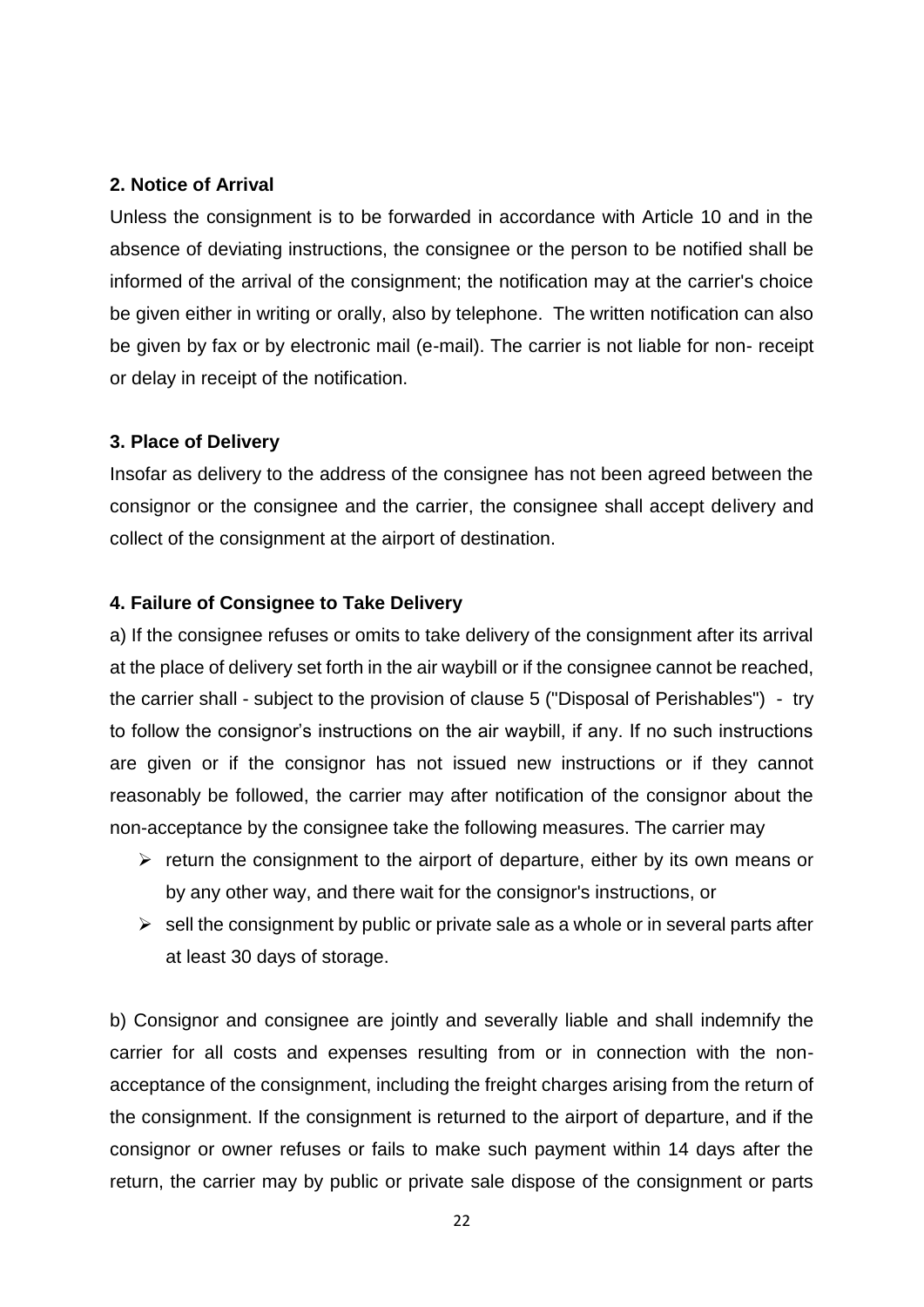**2. Notice of Arrival**

Unless the consignment is to be forwarded in accordance with Article 10 and in the absence of deviating instructions, the consignee or the person to be notified shall be informed of the arrival of the consignment; the notification may at the carrier's choice be given either in writing or orally, also by telephone. The written notification can also be given by fax or by electronic mail (e-mail). The carrier is not liable for non- receipt or delay in receipt of the notification.

**3. Place of Delivery**

Insofar as delivery to the address of the consignee has not been agreed between the consignor or the consignee and the carrier, the consignee shall accept delivery and collect of the consignment at the airport of destination.

**4. Failure of Consignee to Take Delivery**

a) If the consignee refuses or omits to take delivery of the consignment after its arrival at the place of delivery set forth in the air waybill or if the consignee cannot be reached, the carrier shall - subject to the provision of clause 5 ("Disposal of Perishables") - try to follow the consignor's instructions on the air waybill, if any. If no such instructions are given or if the consignor has not issued new instructions or if they cannot reasonably be followed, the carrier may after notification of the consignor about the non-acceptance by the consignee take the following measures. The carrier may

- return the consignment to the airport of departure, either by its own means or by any other way, and there wait for the consignor's instructions, or
- sell the consignment by public or private sale as a whole or in several parts after at least 30 days of storage.

b) Consignor and consignee are jointly and severally liable and shall indemnify the carrier for all costs and expenses resulting from or in connection with the non-acceptance of the consignment, including the freight charges arising from the return of the consignment. If the consignment is returned to the airport of departure, and if the consignor or owner refuses or fails to make such payment within 14 days after the return, the carrier may by public or private sale dispose of the consignment or parts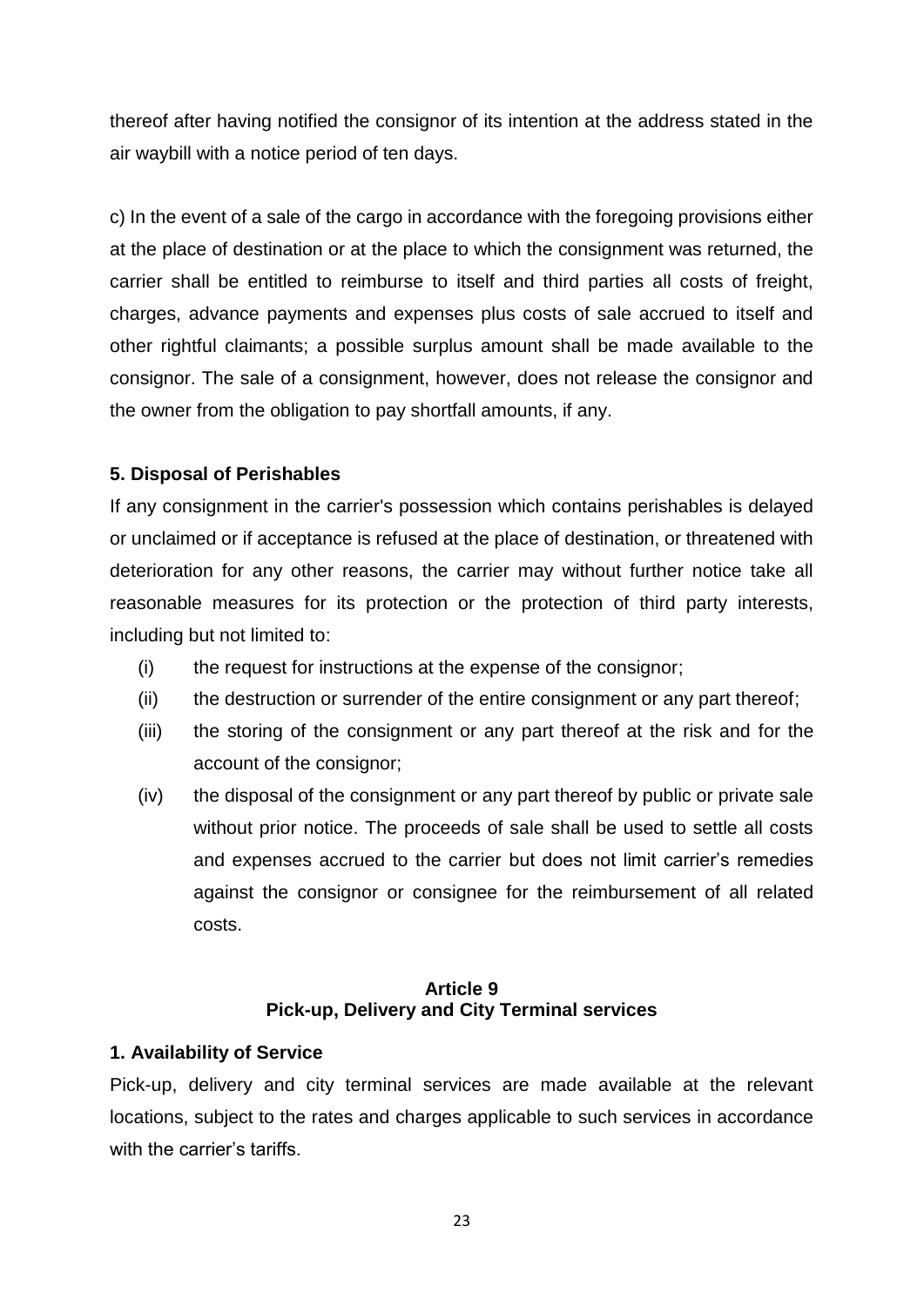thereof after having notified the consignor of its intention at the address stated in the air waybill with a notice period of ten days.

c) In the event of a sale of the cargo in accordance with the foregoing provisions either at the place of destination or at the place to which the consignment was returned, the carrier shall be entitled to reimburse to itself and third parties all costs of freight, charges, advance payments and expenses plus costs of sale accrued to itself and other rightful claimants; a possible surplus amount shall be made available to the consignor. The sale of a consignment, however, does not release the consignor and the owner from the obligation to pay shortfall amounts, if any.

**5. Disposal of Perishables**

If any consignment in the carrier's possession which contains perishables is delayed or unclaimed or if acceptance is refused at the place of destination, or threatened with deterioration for any other reasons, the carrier may without further notice take all reasonable measures for its protection or the protection of third party interests, including but not limited to:

(i) the request for instructions at the expense of the consignor;

(ii) the destruction or surrender of the entire consignment or any part thereof;

(iii) the storing of the consignment or any part thereof at the risk and for the account of the consignor;

(iv) the disposal of the consignment or any part thereof by public or private sale without prior notice. The proceeds of sale shall be used to settle all costs and expenses accrued to the carrier but does not limit carrier's remedies against the consignor or consignee for the reimbursement of all related costs.

## Article 9
## Pick-up, Delivery and City Terminal services

**1. Availability of Service**

Pick-up, delivery and city terminal services are made available at the relevant locations, subject to the rates and charges applicable to such services in accordance with the carrier's tariffs.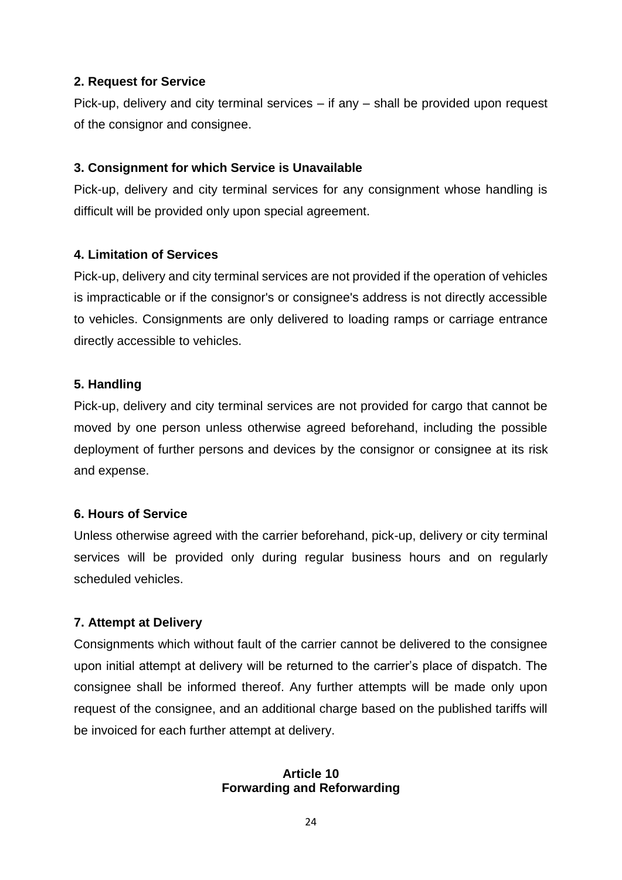**2. Request for Service**

Pick-up, delivery and city terminal services – if any – shall be provided upon request of the consignor and consignee.

**3. Consignment for which Service is Unavailable**

Pick-up, delivery and city terminal services for any consignment whose handling is difficult will be provided only upon special agreement.

**4. Limitation of Services**

Pick-up, delivery and city terminal services are not provided if the operation of vehicles is impracticable or if the consignor's or consignee's address is not directly accessible to vehicles. Consignments are only delivered to loading ramps or carriage entrance directly accessible to vehicles.

**5. Handling**

Pick-up, delivery and city terminal services are not provided for cargo that cannot be moved by one person unless otherwise agreed beforehand, including the possible deployment of further persons and devices by the consignor or consignee at its risk and expense.

**6. Hours of Service**

Unless otherwise agreed with the carrier beforehand, pick-up, delivery or city terminal services will be provided only during regular business hours and on regularly scheduled vehicles.

**7. Attempt at Delivery**

Consignments which without fault of the carrier cannot be delivered to the consignee upon initial attempt at delivery will be returned to the carrier's place of dispatch. The consignee shall be informed thereof. Any further attempts will be made only upon request of the consignee, and an additional charge based on the published tariffs will be invoiced for each further attempt at delivery.

## Article 10
## Forwarding and Reforwarding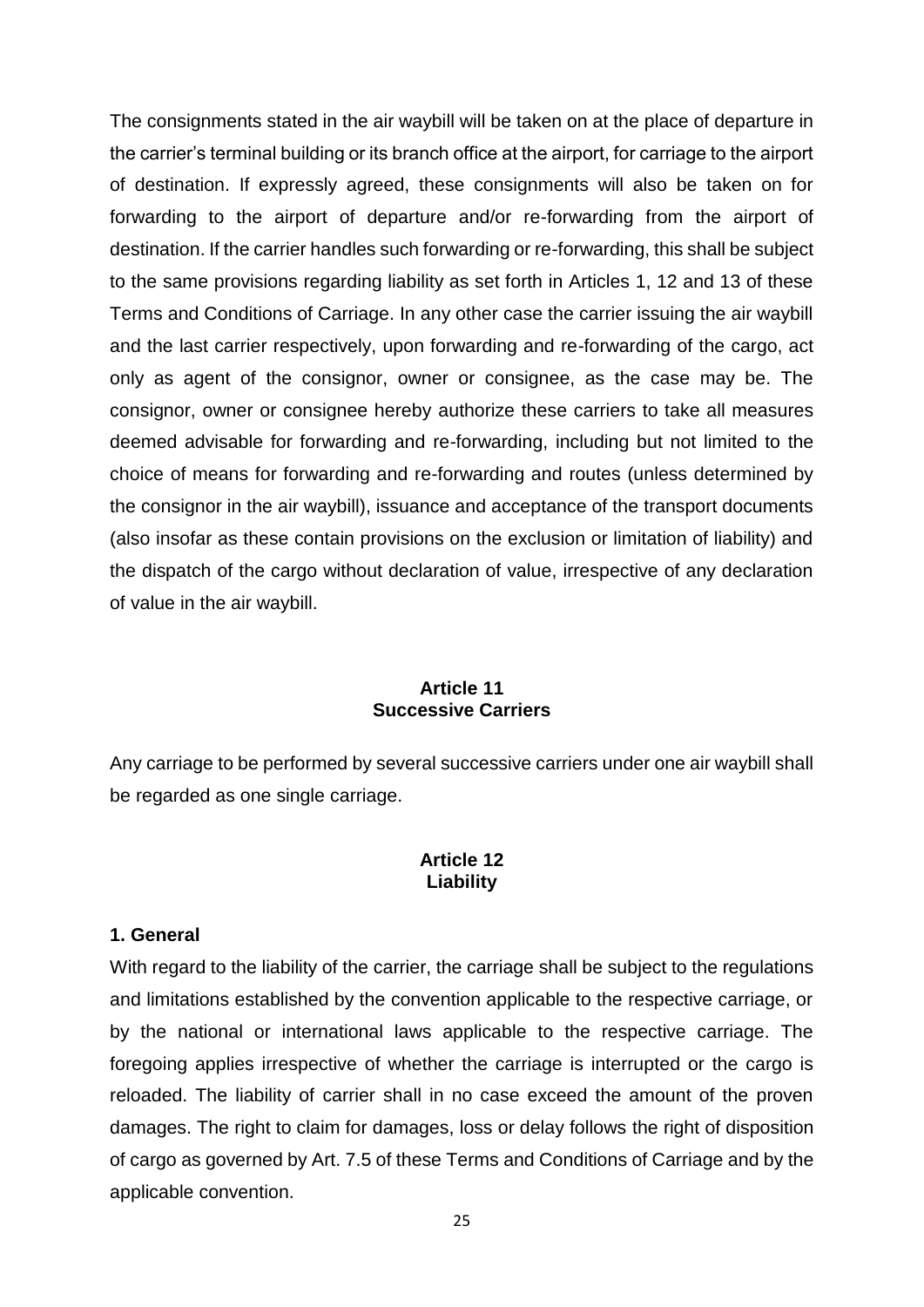The consignments stated in the air waybill will be taken on at the place of departure in the carrier's terminal building or its branch office at the airport, for carriage to the airport of destination. If expressly agreed, these consignments will also be taken on for forwarding to the airport of departure and/or re-forwarding from the airport of destination. If the carrier handles such forwarding or re-forwarding, this shall be subject to the same provisions regarding liability as set forth in Articles 1, 12 and 13 of these Terms and Conditions of Carriage. In any other case the carrier issuing the air waybill and the last carrier respectively, upon forwarding and re-forwarding of the cargo, act only as agent of the consignor, owner or consignee, as the case may be. The consignor, owner or consignee hereby authorize these carriers to take all measures deemed advisable for forwarding and re-forwarding, including but not limited to the choice of means for forwarding and re-forwarding and routes (unless determined by the consignor in the air waybill), issuance and acceptance of the transport documents (also insofar as these contain provisions on the exclusion or limitation of liability) and the dispatch of the cargo without declaration of value, irrespective of any declaration of value in the air waybill.

## Article 11
## Successive Carriers

Any carriage to be performed by several successive carriers under one air waybill shall be regarded as one single carriage.

## Article 12
## Liability

### 1. General

With regard to the liability of the carrier, the carriage shall be subject to the regulations and limitations established by the convention applicable to the respective carriage, or by the national or international laws applicable to the respective carriage. The foregoing applies irrespective of whether the carriage is interrupted or the cargo is reloaded. The liability of carrier shall in no case exceed the amount of the proven damages. The right to claim for damages, loss or delay follows the right of disposition of cargo as governed by Art. 7.5 of these Terms and Conditions of Carriage and by the applicable convention.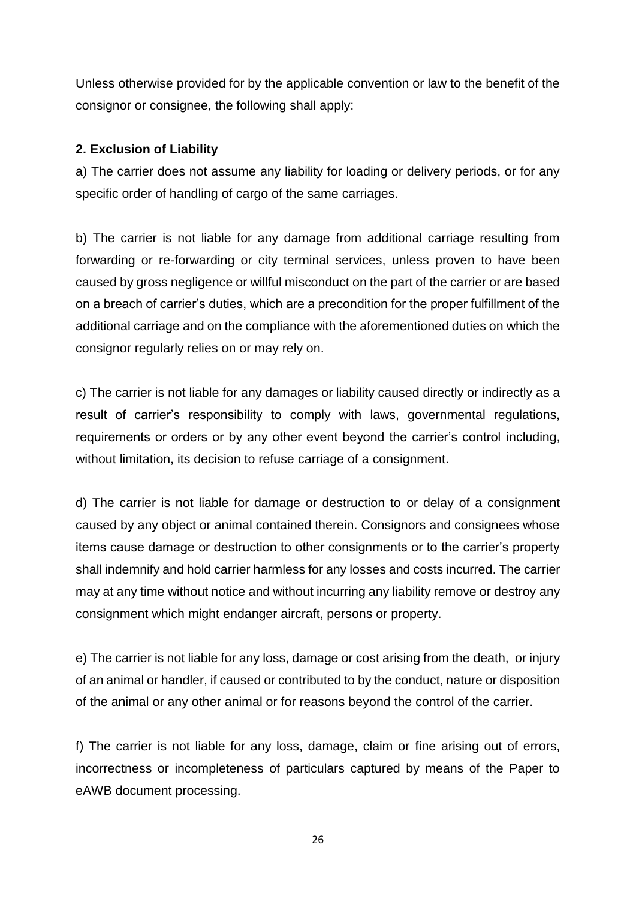Unless otherwise provided for by the applicable convention or law to the benefit of the consignor or consignee, the following shall apply:

**2. Exclusion of Liability**

a) The carrier does not assume any liability for loading or delivery periods, or for any specific order of handling of cargo of the same carriages.

b) The carrier is not liable for any damage from additional carriage resulting from forwarding or re-forwarding or city terminal services, unless proven to have been caused by gross negligence or willful misconduct on the part of the carrier or are based on a breach of carrier's duties, which are a precondition for the proper fulfillment of the additional carriage and on the compliance with the aforementioned duties on which the consignor regularly relies on or may rely on.

c) The carrier is not liable for any damages or liability caused directly or indirectly as a result of carrier's responsibility to comply with laws, governmental regulations, requirements or orders or by any other event beyond the carrier's control including, without limitation, its decision to refuse carriage of a consignment.

d) The carrier is not liable for damage or destruction to or delay of a consignment caused by any object or animal contained therein. Consignors and consignees whose items cause damage or destruction to other consignments or to the carrier's property shall indemnify and hold carrier harmless for any losses and costs incurred. The carrier may at any time without notice and without incurring any liability remove or destroy any consignment which might endanger aircraft, persons or property.

e) The carrier is not liable for any loss, damage or cost arising from the death, or injury of an animal or handler, if caused or contributed to by the conduct, nature or disposition of the animal or any other animal or for reasons beyond the control of the carrier.

f) The carrier is not liable for any loss, damage, claim or fine arising out of errors, incorrectness or incompleteness of particulars captured by means of the Paper to eAWB document processing.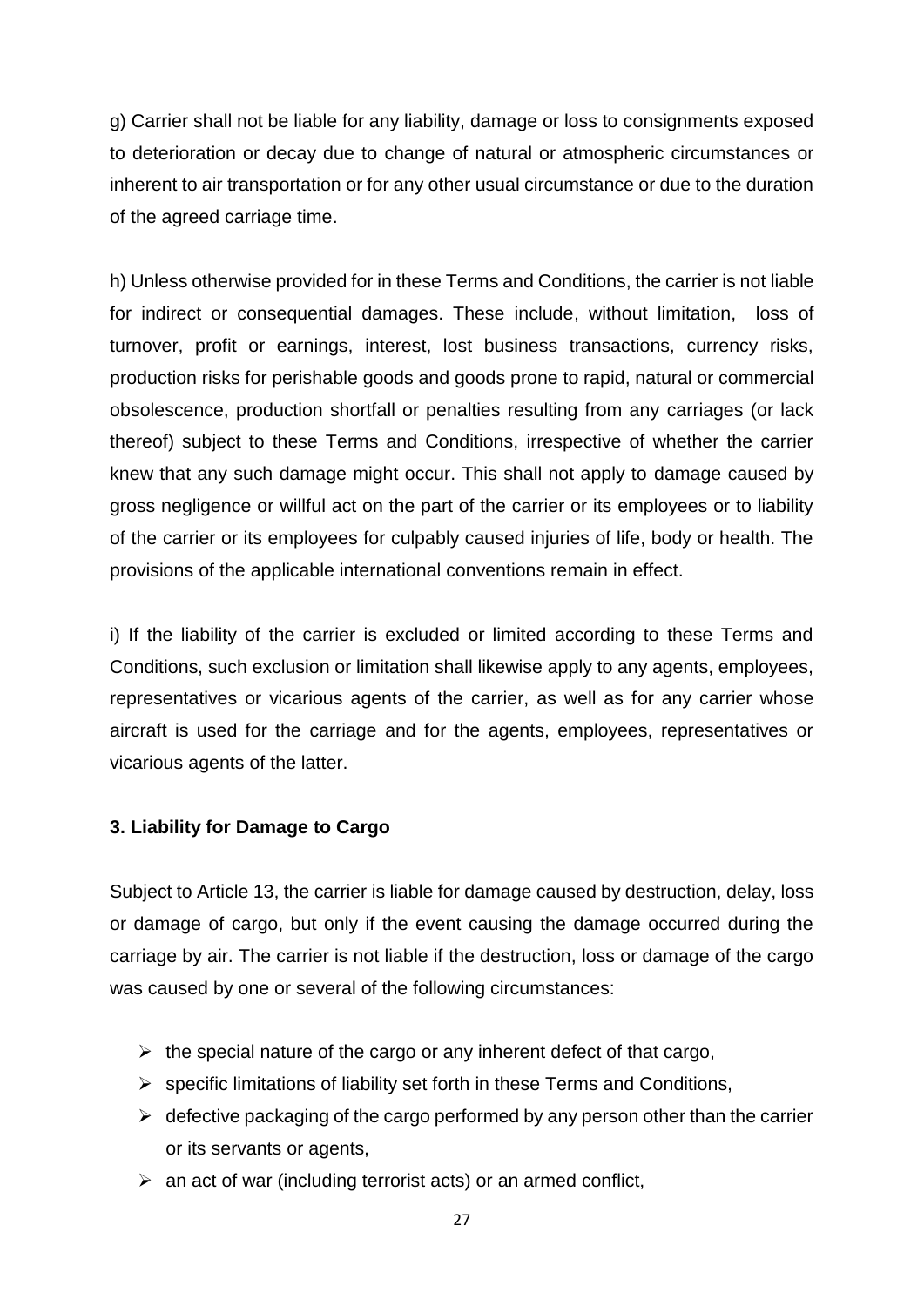g) Carrier shall not be liable for any liability, damage or loss to consignments exposed to deterioration or decay due to change of natural or atmospheric circumstances or inherent to air transportation or for any other usual circumstance or due to the duration of the agreed carriage time.

h) Unless otherwise provided for in these Terms and Conditions, the carrier is not liable for indirect or consequential damages. These include, without limitation, loss of turnover, profit or earnings, interest, lost business transactions, currency risks, production risks for perishable goods and goods prone to rapid, natural or commercial obsolescence, production shortfall or penalties resulting from any carriages (or lack thereof) subject to these Terms and Conditions, irrespective of whether the carrier knew that any such damage might occur. This shall not apply to damage caused by gross negligence or willful act on the part of the carrier or its employees or to liability of the carrier or its employees for culpably caused injuries of life, body or health. The provisions of the applicable international conventions remain in effect.

i) If the liability of the carrier is excluded or limited according to these Terms and Conditions, such exclusion or limitation shall likewise apply to any agents, employees, representatives or vicarious agents of the carrier, as well as for any carrier whose aircraft is used for the carriage and for the agents, employees, representatives or vicarious agents of the latter.

**3. Liability for Damage to Cargo**

Subject to Article 13, the carrier is liable for damage caused by destruction, delay, loss or damage of cargo, but only if the event causing the damage occurred during the carriage by air. The carrier is not liable if the destruction, loss or damage of the cargo was caused by one or several of the following circumstances:

- the special nature of the cargo or any inherent defect of that cargo,
- specific limitations of liability set forth in these Terms and Conditions,
- defective packaging of the cargo performed by any person other than the carrier or its servants or agents,
- an act of war (including terrorist acts) or an armed conflict,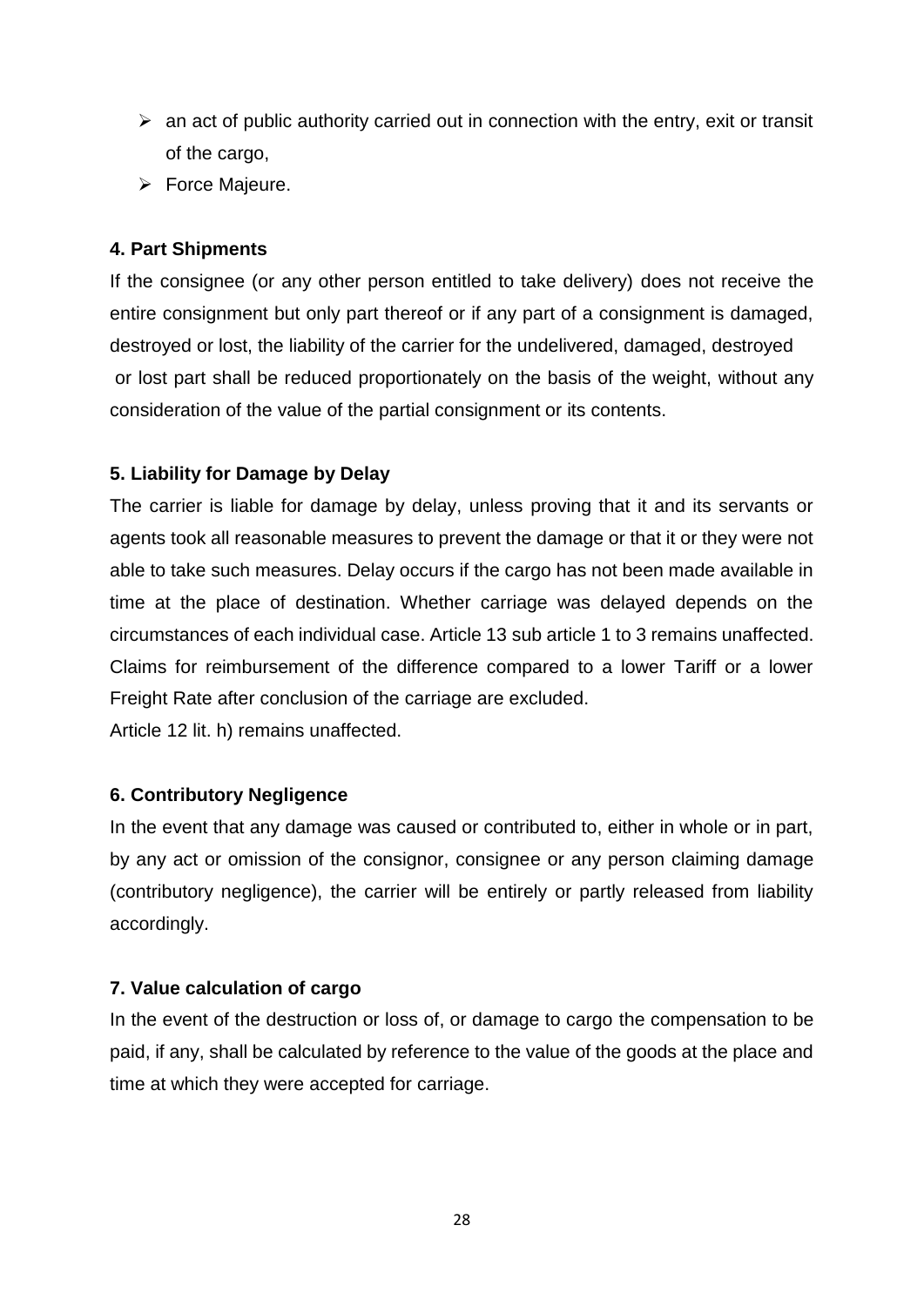- an act of public authority carried out in connection with the entry, exit or transit of the cargo,
- Force Majeure.

### 4. Part Shipments

If the consignee (or any other person entitled to take delivery) does not receive the entire consignment but only part thereof or if any part of a consignment is damaged, destroyed or lost, the liability of the carrier for the undelivered, damaged, destroyed or lost part shall be reduced proportionately on the basis of the weight, without any consideration of the value of the partial consignment or its contents.

### 5. Liability for Damage by Delay

The carrier is liable for damage by delay, unless proving that it and its servants or agents took all reasonable measures to prevent the damage or that it or they were not able to take such measures. Delay occurs if the cargo has not been made available in time at the place of destination. Whether carriage was delayed depends on the circumstances of each individual case. Article 13 sub article 1 to 3 remains unaffected. Claims for reimbursement of the difference compared to a lower Tariff or a lower Freight Rate after conclusion of the carriage are excluded.
Article 12 lit. h) remains unaffected.

### 6. Contributory Negligence

In the event that any damage was caused or contributed to, either in whole or in part, by any act or omission of the consignor, consignee or any person claiming damage (contributory negligence), the carrier will be entirely or partly released from liability accordingly.

### 7. Value calculation of cargo

In the event of the destruction or loss of, or damage to cargo the compensation to be paid, if any, shall be calculated by reference to the value of the goods at the place and time at which they were accepted for carriage.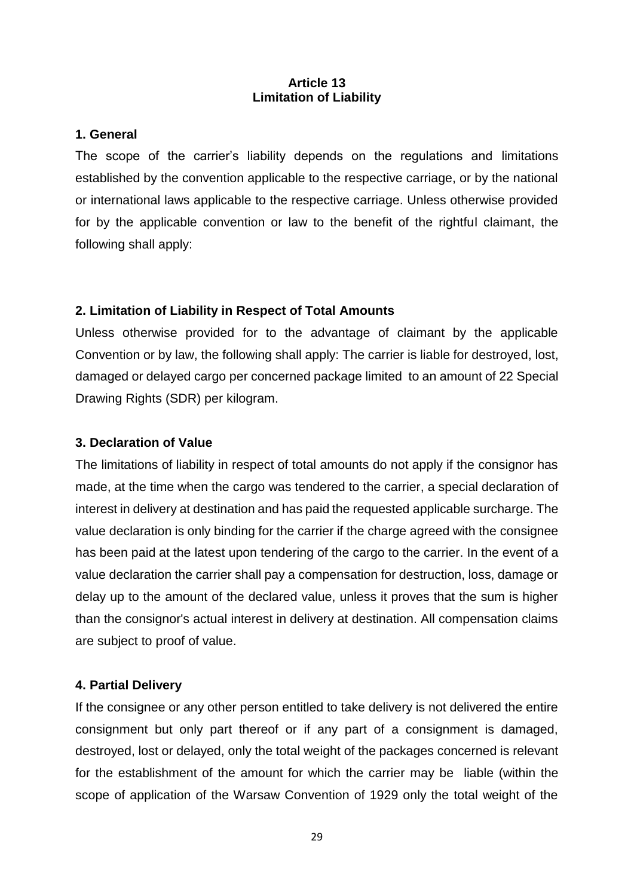## Article 13
## Limitation of Liability

### 1. General

The scope of the carrier's liability depends on the regulations and limitations established by the convention applicable to the respective carriage, or by the national or international laws applicable to the respective carriage. Unless otherwise provided for by the applicable convention or law to the benefit of the rightful claimant, the following shall apply:

### 2. Limitation of Liability in Respect of Total Amounts

Unless otherwise provided for to the advantage of claimant by the applicable Convention or by law, the following shall apply: The carrier is liable for destroyed, lost, damaged or delayed cargo per concerned package limited to an amount of 22 Special Drawing Rights (SDR) per kilogram.

### 3. Declaration of Value

The limitations of liability in respect of total amounts do not apply if the consignor has made, at the time when the cargo was tendered to the carrier, a special declaration of interest in delivery at destination and has paid the requested applicable surcharge. The value declaration is only binding for the carrier if the charge agreed with the consignee has been paid at the latest upon tendering of the cargo to the carrier. In the event of a value declaration the carrier shall pay a compensation for destruction, loss, damage or delay up to the amount of the declared value, unless it proves that the sum is higher than the consignor's actual interest in delivery at destination. All compensation claims are subject to proof of value.

### 4. Partial Delivery

If the consignee or any other person entitled to take delivery is not delivered the entire consignment but only part thereof or if any part of a consignment is damaged, destroyed, lost or delayed, only the total weight of the packages concerned is relevant for the establishment of the amount for which the carrier may be liable (within the scope of application of the Warsaw Convention of 1929 only the total weight of the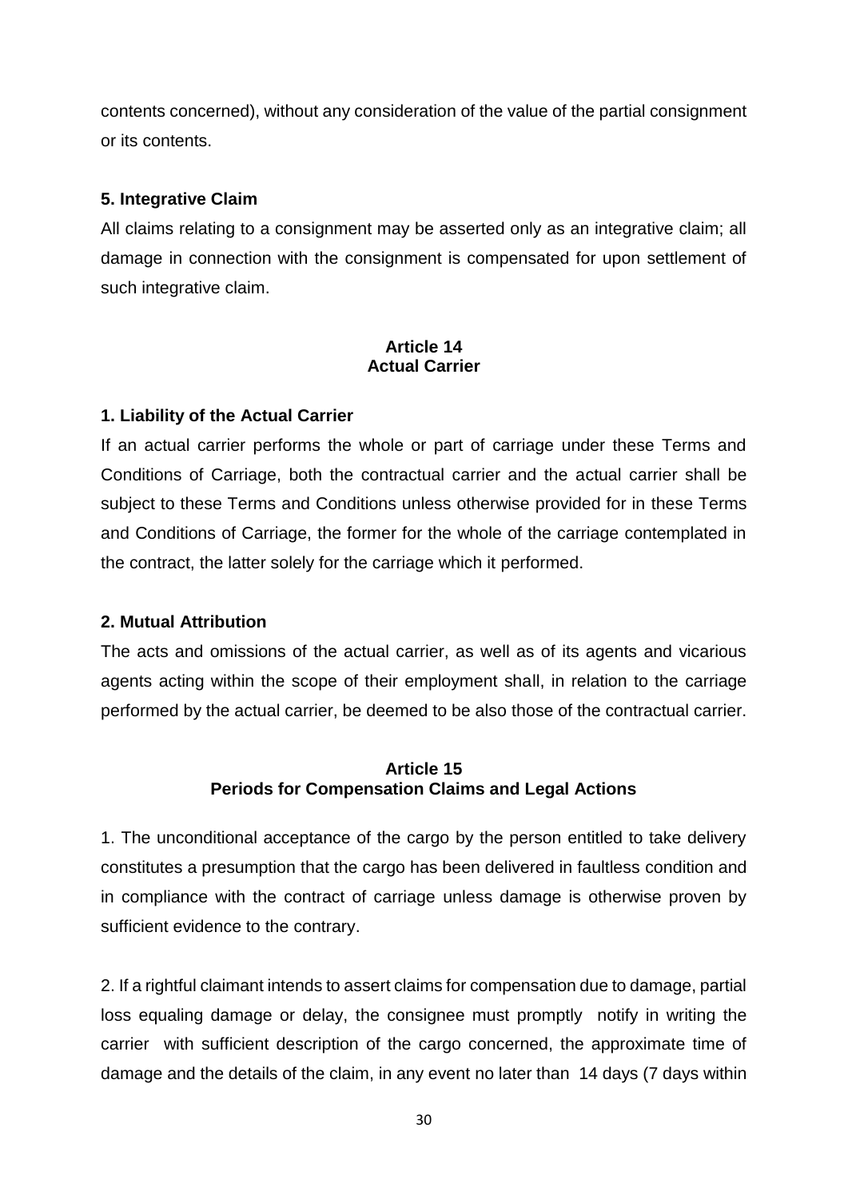contents concerned), without any consideration of the value of the partial consignment or its contents.

**5. Integrative Claim**

All claims relating to a consignment may be asserted only as an integrative claim; all damage in connection with the consignment is compensated for upon settlement of such integrative claim.

## Article 14
## Actual Carrier

**1. Liability of the Actual Carrier**

If an actual carrier performs the whole or part of carriage under these Terms and Conditions of Carriage, both the contractual carrier and the actual carrier shall be subject to these Terms and Conditions unless otherwise provided for in these Terms and Conditions of Carriage, the former for the whole of the carriage contemplated in the contract, the latter solely for the carriage which it performed.

**2. Mutual Attribution**

The acts and omissions of the actual carrier, as well as of its agents and vicarious agents acting within the scope of their employment shall, in relation to the carriage performed by the actual carrier, be deemed to be also those of the contractual carrier.

## Article 15
## Periods for Compensation Claims and Legal Actions

1. The unconditional acceptance of the cargo by the person entitled to take delivery constitutes a presumption that the cargo has been delivered in faultless condition and in compliance with the contract of carriage unless damage is otherwise proven by sufficient evidence to the contrary.

2. If a rightful claimant intends to assert claims for compensation due to damage, partial loss equaling damage or delay, the consignee must promptly notify in writing the carrier with sufficient description of the cargo concerned, the approximate time of damage and the details of the claim, in any event no later than 14 days (7 days within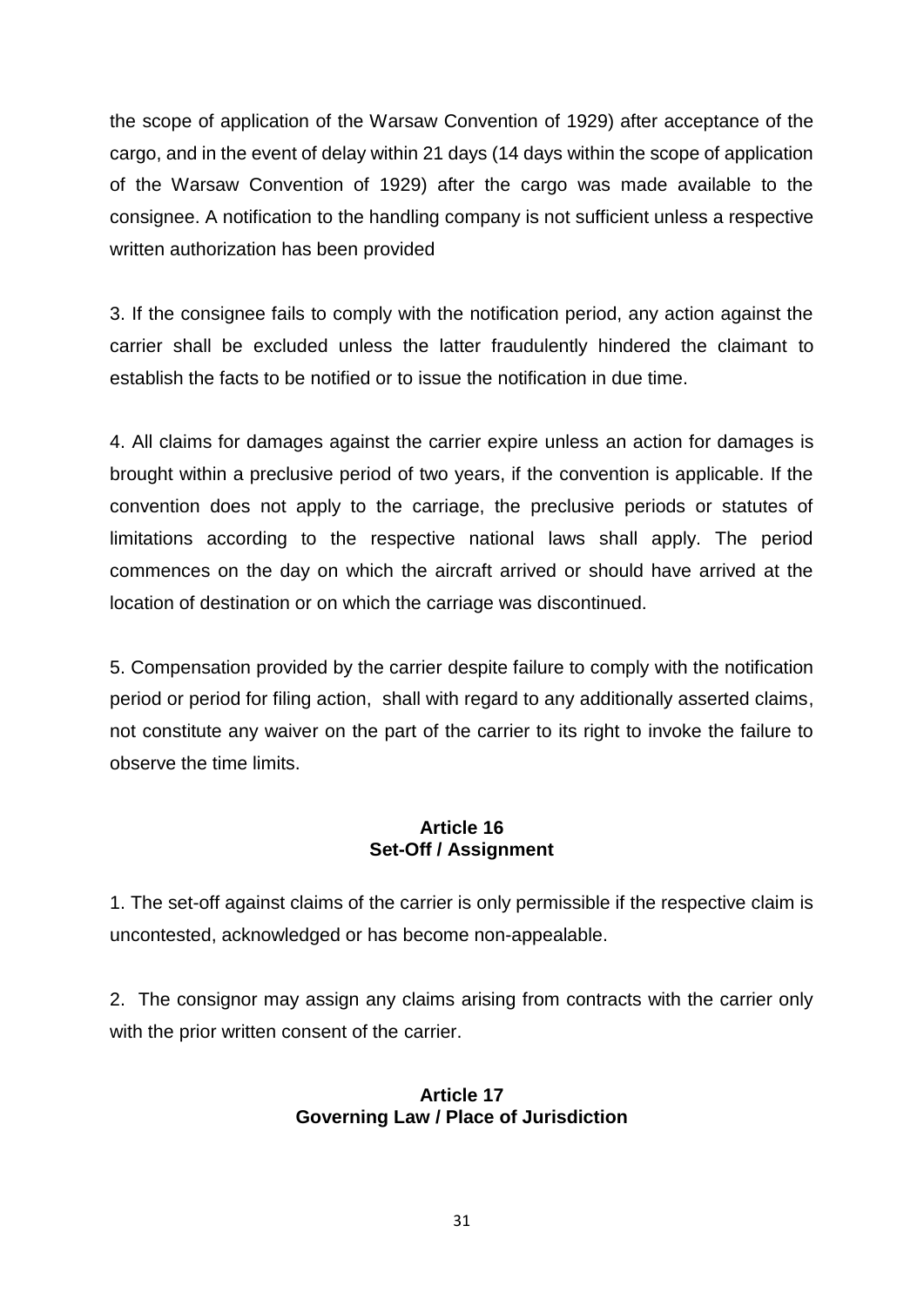the scope of application of the Warsaw Convention of 1929) after acceptance of the cargo, and in the event of delay within 21 days (14 days within the scope of application of the Warsaw Convention of 1929) after the cargo was made available to the consignee. A notification to the handling company is not sufficient unless a respective written authorization has been provided

3. If the consignee fails to comply with the notification period, any action against the carrier shall be excluded unless the latter fraudulently hindered the claimant to establish the facts to be notified or to issue the notification in due time.

4. All claims for damages against the carrier expire unless an action for damages is brought within a preclusive period of two years, if the convention is applicable. If the convention does not apply to the carriage, the preclusive periods or statutes of limitations according to the respective national laws shall apply. The period commences on the day on which the aircraft arrived or should have arrived at the location of destination or on which the carriage was discontinued.

5. Compensation provided by the carrier despite failure to comply with the notification period or period for filing action, shall with regard to any additionally asserted claims, not constitute any waiver on the part of the carrier to its right to invoke the failure to observe the time limits.

## Article 16
## Set-Off / Assignment

1. The set-off against claims of the carrier is only permissible if the respective claim is uncontested, acknowledged or has become non-appealable.

2. The consignor may assign any claims arising from contracts with the carrier only with the prior written consent of the carrier.

## Article 17
## Governing Law / Place of Jurisdiction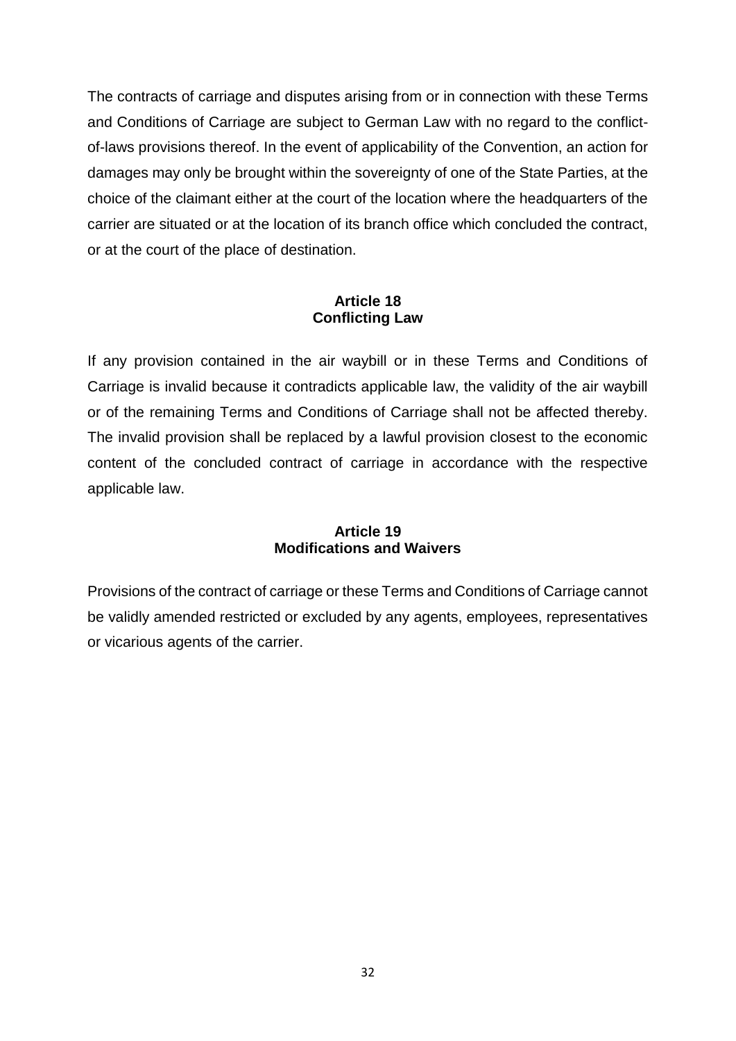The contracts of carriage and disputes arising from or in connection with these Terms and Conditions of Carriage are subject to German Law with no regard to the conflict-of-laws provisions thereof. In the event of applicability of the Convention, an action for damages may only be brought within the sovereignty of one of the State Parties, at the choice of the claimant either at the court of the location where the headquarters of the carrier are situated or at the location of its branch office which concluded the contract, or at the court of the place of destination.

## Article 18
## Conflicting Law

If any provision contained in the air waybill or in these Terms and Conditions of Carriage is invalid because it contradicts applicable law, the validity of the air waybill or of the remaining Terms and Conditions of Carriage shall not be affected thereby. The invalid provision shall be replaced by a lawful provision closest to the economic content of the concluded contract of carriage in accordance with the respective applicable law.

## Article 19
## Modifications and Waivers

Provisions of the contract of carriage or these Terms and Conditions of Carriage cannot be validly amended restricted or excluded by any agents, employees, representatives or vicarious agents of the carrier.